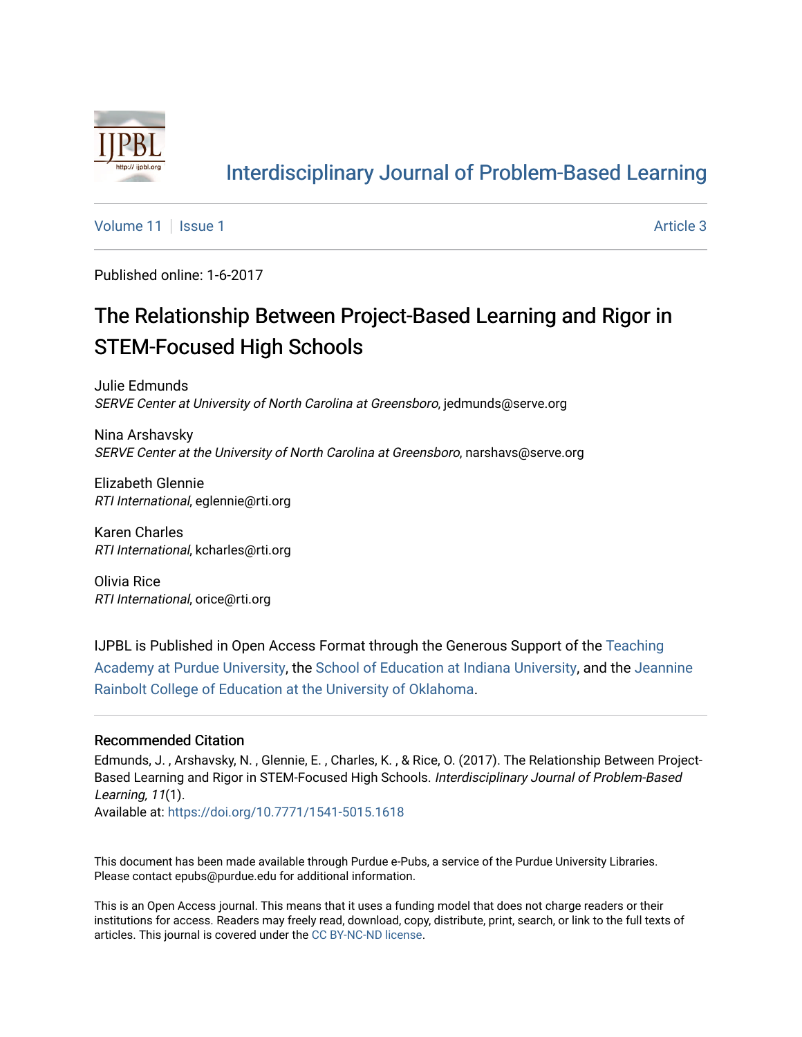# Interdisciplinary Journal of Problem-Based Learning

Volume 11 | Issue 1 | Article 3

Published online: 1-6-2017

## The Relationship Between Project-Based Learning and Rigor in STEM-Focused High Schools

Julie Edmunds
*SERVE Center at University of North Carolina at Greensboro*, jedmunds@serve.org

Nina Arshavsky
*SERVE Center at the University of North Carolina at Greensboro*, narshavs@serve.org

Elizabeth Glennie
*RTI International*, eglennie@rti.org

Karen Charles
*RTI International*, kcharles@rti.org

Olivia Rice
*RTI International*, orice@rti.org

IJPBL is Published in Open Access Format through the Generous Support of the Teaching Academy at Purdue University, the School of Education at Indiana University, and the Jeannine Rainbolt College of Education at the University of Oklahoma.

### Recommended Citation

Edmunds, J. , Arshavsky, N. , Glennie, E. , Charles, K. , & Rice, O. (2017). The Relationship Between Project-Based Learning and Rigor in STEM-Focused High Schools. *Interdisciplinary Journal of Problem-Based Learning, 11*(1).
Available at: https://doi.org/10.7771/1541-5015.1618

This document has been made available through Purdue e-Pubs, a service of the Purdue University Libraries. Please contact epubs@purdue.edu for additional information.

This is an Open Access journal. This means that it uses a funding model that does not charge readers or their institutions for access. Readers may freely read, download, copy, distribute, print, search, or link to the full texts of articles. This journal is covered under the CC BY-NC-ND license.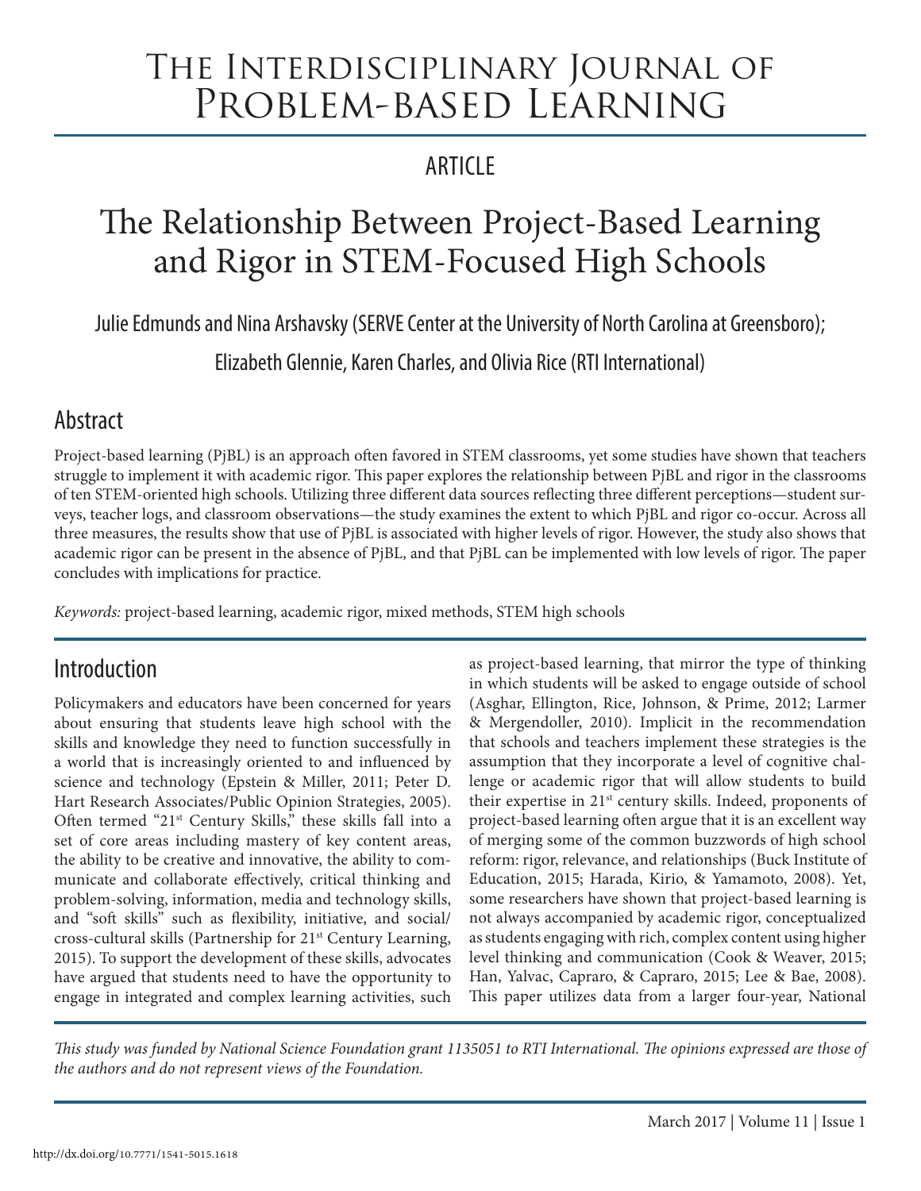# The Interdisciplinary Journal of Problem-based Learning

ARTICLE

# The Relationship Between Project-Based Learning and Rigor in STEM-Focused High Schools

Julie Edmunds and Nina Arshavsky (SERVE Center at the University of North Carolina at Greensboro);

Elizabeth Glennie, Karen Charles, and Olivia Rice (RTI International)

## Abstract

Project-based learning (PjBL) is an approach often favored in STEM classrooms, yet some studies have shown that teachers struggle to implement it with academic rigor. This paper explores the relationship between PjBL and rigor in the classrooms of ten STEM-oriented high schools. Utilizing three different data sources reflecting three different perceptions—student surveys, teacher logs, and classroom observations—the study examines the extent to which PjBL and rigor co-occur. Across all three measures, the results show that use of PjBL is associated with higher levels of rigor. However, the study also shows that academic rigor can be present in the absence of PjBL, and that PjBL can be implemented with low levels of rigor. The paper concludes with implications for practice.

*Keywords:* project-based learning, academic rigor, mixed methods, STEM high schools

## Introduction

Policymakers and educators have been concerned for years about ensuring that students leave high school with the skills and knowledge they need to function successfully in a world that is increasingly oriented to and influenced by science and technology (Epstein & Miller, 2011; Peter D. Hart Research Associates/Public Opinion Strategies, 2005). Often termed "21st Century Skills," these skills fall into a set of core areas including mastery of key content areas, the ability to be creative and innovative, the ability to communicate and collaborate effectively, critical thinking and problem-solving, information, media and technology skills, and "soft skills" such as flexibility, initiative, and social/cross-cultural skills (Partnership for 21st Century Learning, 2015). To support the development of these skills, advocates have argued that students need to have the opportunity to engage in integrated and complex learning activities, such as project-based learning, that mirror the type of thinking in which students will be asked to engage outside of school (Asghar, Ellington, Rice, Johnson, & Prime, 2012; Larmer & Mergendoller, 2010). Implicit in the recommendation that schools and teachers implement these strategies is the assumption that they incorporate a level of cognitive challenge or academic rigor that will allow students to build their expertise in 21st century skills. Indeed, proponents of project-based learning often argue that it is an excellent way of merging some of the common buzzwords of high school reform: rigor, relevance, and relationships (Buck Institute of Education, 2015; Harada, Kirio, & Yamamoto, 2008). Yet, some researchers have shown that project-based learning is not always accompanied by academic rigor, conceptualized as students engaging with rich, complex content using higher level thinking and communication (Cook & Weaver, 2015; Han, Yalvac, Capraro, & Capraro, 2015; Lee & Bae, 2008). This paper utilizes data from a larger four-year, National

*This study was funded by National Science Foundation grant 1135051 to RTI International. The opinions expressed are those of the authors and do not represent views of the Foundation.*

http://dx.doi.org/10.7771/1541-5015.1618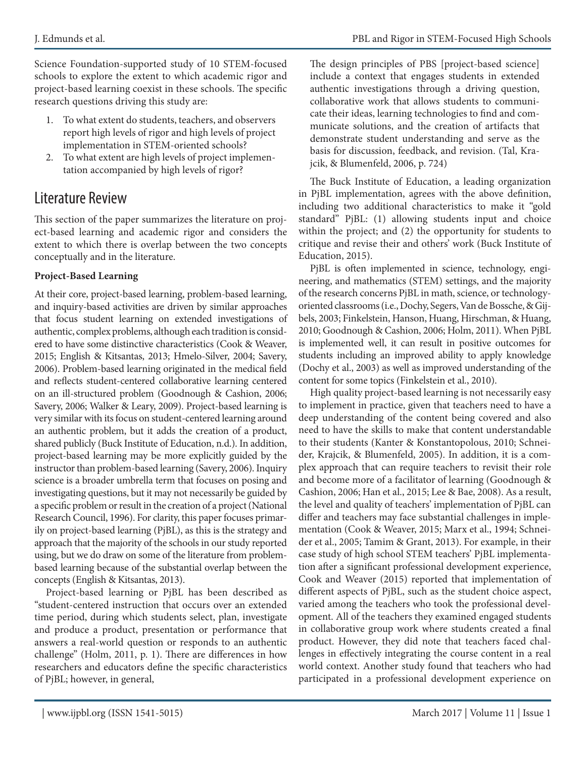Science Foundation-supported study of 10 STEM-focused schools to explore the extent to which academic rigor and project-based learning coexist in these schools. The specific research questions driving this study are:

1. To what extent do students, teachers, and observers report high levels of rigor and high levels of project implementation in STEM-oriented schools?
2. To what extent are high levels of project implementation accompanied by high levels of rigor?

## Literature Review

This section of the paper summarizes the literature on project-based learning and academic rigor and considers the extent to which there is overlap between the two concepts conceptually and in the literature.

### Project-Based Learning

At their core, project-based learning, problem-based learning, and inquiry-based activities are driven by similar approaches that focus student learning on extended investigations of authentic, complex problems, although each tradition is considered to have some distinctive characteristics (Cook & Weaver, 2015; English & Kitsantas, 2013; Hmelo-Silver, 2004; Savery, 2006). Problem-based learning originated in the medical field and reflects student-centered collaborative learning centered on an ill-structured problem (Goodnough & Cashion, 2006; Savery, 2006; Walker & Leary, 2009). Project-based learning is very similar with its focus on student-centered learning around an authentic problem, but it adds the creation of a product, shared publicly (Buck Institute of Education, n.d.). In addition, project-based learning may be more explicitly guided by the instructor than problem-based learning (Savery, 2006). Inquiry science is a broader umbrella term that focuses on posing and investigating questions, but it may not necessarily be guided by a specific problem or result in the creation of a project (National Research Council, 1996). For clarity, this paper focuses primarily on project-based learning (PjBL), as this is the strategy and approach that the majority of the schools in our study reported using, but we do draw on some of the literature from problem-based learning because of the substantial overlap between the concepts (English & Kitsantas, 2013).

Project-based learning or PjBL has been described as "student-centered instruction that occurs over an extended time period, during which students select, plan, investigate and produce a product, presentation or performance that answers a real-world question or responds to an authentic challenge" (Holm, 2011, p. 1). There are differences in how researchers and educators define the specific characteristics of PjBL; however, in general,

> The design principles of PBS [project-based science] include a context that engages students in extended authentic investigations through a driving question, collaborative work that allows students to communicate their ideas, learning technologies to find and communicate solutions, and the creation of artifacts that demonstrate student understanding and serve as the basis for discussion, feedback, and revision. (Tal, Krajcik, & Blumenfeld, 2006, p. 724)

The Buck Institute of Education, a leading organization in PjBL implementation, agrees with the above definition, including two additional characteristics to make it "gold standard" PjBL: (1) allowing students input and choice within the project; and (2) the opportunity for students to critique and revise their and others' work (Buck Institute of Education, 2015).

PjBL is often implemented in science, technology, engineering, and mathematics (STEM) settings, and the majority of the research concerns PjBL in math, science, or technology-oriented classrooms (i.e., Dochy, Segers, Van de Bossche, & Gijbels, 2003; Finkelstein, Hanson, Huang, Hirschman, & Huang, 2010; Goodnough & Cashion, 2006; Holm, 2011). When PjBL is implemented well, it can result in positive outcomes for students including an improved ability to apply knowledge (Dochy et al., 2003) as well as improved understanding of the content for some topics (Finkelstein et al., 2010).

High quality project-based learning is not necessarily easy to implement in practice, given that teachers need to have a deep understanding of the content being covered and also need to have the skills to make that content understandable to their students (Kanter & Konstantopolous, 2010; Schneider, Krajcik, & Blumenfeld, 2005). In addition, it is a complex approach that can require teachers to revisit their role and become more of a facilitator of learning (Goodnough & Cashion, 2006; Han et al., 2015; Lee & Bae, 2008). As a result, the level and quality of teachers' implementation of PjBL can differ and teachers may face substantial challenges in implementation (Cook & Weaver, 2015; Marx et al., 1994; Schneider et al., 2005; Tamim & Grant, 2013). For example, in their case study of high school STEM teachers' PjBL implementation after a significant professional development experience, Cook and Weaver (2015) reported that implementation of different aspects of PjBL, such as the student choice aspect, varied among the teachers who took the professional development. All of the teachers they examined engaged students in collaborative group work where students created a final product. However, they did note that teachers faced challenges in effectively integrating the course content in a real world context. Another study found that teachers who had participated in a professional development experience on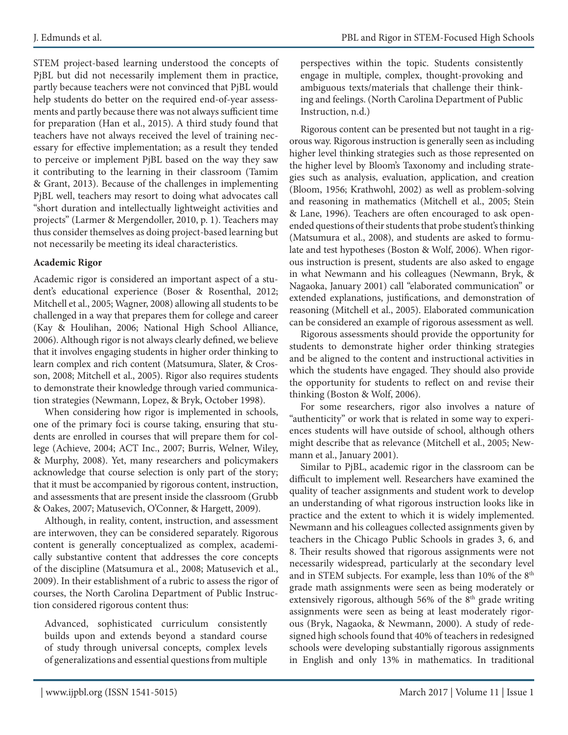STEM project-based learning understood the concepts of PjBL but did not necessarily implement them in practice, partly because teachers were not convinced that PjBL would help students do better on the required end-of-year assessments and partly because there was not always sufficient time for preparation (Han et al., 2015). A third study found that teachers have not always received the level of training necessary for effective implementation; as a result they tended to perceive or implement PjBL based on the way they saw it contributing to the learning in their classroom (Tamim & Grant, 2013). Because of the challenges in implementing PjBL well, teachers may resort to doing what advocates call "short duration and intellectually lightweight activities and projects" (Larmer & Mergendoller, 2010, p. 1). Teachers may thus consider themselves as doing project-based learning but not necessarily be meeting its ideal characteristics.

**Academic Rigor**

Academic rigor is considered an important aspect of a student's educational experience (Boser & Rosenthal, 2012; Mitchell et al., 2005; Wagner, 2008) allowing all students to be challenged in a way that prepares them for college and career (Kay & Houlihan, 2006; National High School Alliance, 2006). Although rigor is not always clearly defined, we believe that it involves engaging students in higher order thinking to learn complex and rich content (Matsumura, Slater, & Crosson, 2008; Mitchell et al., 2005). Rigor also requires students to demonstrate their knowledge through varied communication strategies (Newmann, Lopez, & Bryk, October 1998).

When considering how rigor is implemented in schools, one of the primary foci is course taking, ensuring that students are enrolled in courses that will prepare them for college (Achieve, 2004; ACT Inc., 2007; Burris, Welner, Wiley, & Murphy, 2008). Yet, many researchers and policymakers acknowledge that course selection is only part of the story; that it must be accompanied by rigorous content, instruction, and assessments that are present inside the classroom (Grubb & Oakes, 2007; Matusevich, O'Conner, & Hargett, 2009).

Although, in reality, content, instruction, and assessment are interwoven, they can be considered separately. Rigorous content is generally conceptualized as complex, academically substantive content that addresses the core concepts of the discipline (Matsumura et al., 2008; Matusevich et al., 2009). In their establishment of a rubric to assess the rigor of courses, the North Carolina Department of Public Instruction considered rigorous content thus:

> Advanced, sophisticated curriculum consistently builds upon and extends beyond a standard course of study through universal concepts, complex levels of generalizations and essential questions from multiple perspectives within the topic. Students consistently engage in multiple, complex, thought-provoking and ambiguous texts/materials that challenge their thinking and feelings. (North Carolina Department of Public Instruction, n.d.)

Rigorous content can be presented but not taught in a rigorous way. Rigorous instruction is generally seen as including higher level thinking strategies such as those represented on the higher level by Bloom's Taxonomy and including strategies such as analysis, evaluation, application, and creation (Bloom, 1956; Krathwohl, 2002) as well as problem-solving and reasoning in mathematics (Mitchell et al., 2005; Stein & Lane, 1996). Teachers are often encouraged to ask open-ended questions of their students that probe student's thinking (Matsumura et al., 2008), and students are asked to formulate and test hypotheses (Boston & Wolf, 2006). When rigorous instruction is present, students are also asked to engage in what Newmann and his colleagues (Newmann, Bryk, & Nagaoka, January 2001) call "elaborated communication" or extended explanations, justifications, and demonstration of reasoning (Mitchell et al., 2005). Elaborated communication can be considered an example of rigorous assessment as well.

Rigorous assessments should provide the opportunity for students to demonstrate higher order thinking strategies and be aligned to the content and instructional activities in which the students have engaged. They should also provide the opportunity for students to reflect on and revise their thinking (Boston & Wolf, 2006).

For some researchers, rigor also involves a nature of "authenticity" or work that is related in some way to experiences students will have outside of school, although others might describe that as relevance (Mitchell et al., 2005; Newmann et al., January 2001).

Similar to PjBL, academic rigor in the classroom can be difficult to implement well. Researchers have examined the quality of teacher assignments and student work to develop an understanding of what rigorous instruction looks like in practice and the extent to which it is widely implemented. Newmann and his colleagues collected assignments given by teachers in the Chicago Public Schools in grades 3, 6, and 8. Their results showed that rigorous assignments were not necessarily widespread, particularly at the secondary level and in STEM subjects. For example, less than 10% of the 8th grade math assignments were seen as being moderately or extensively rigorous, although 56% of the 8th grade writing assignments were seen as being at least moderately rigorous (Bryk, Nagaoka, & Newmann, 2000). A study of redesigned high schools found that 40% of teachers in redesigned schools were developing substantially rigorous assignments in English and only 13% in mathematics. In traditional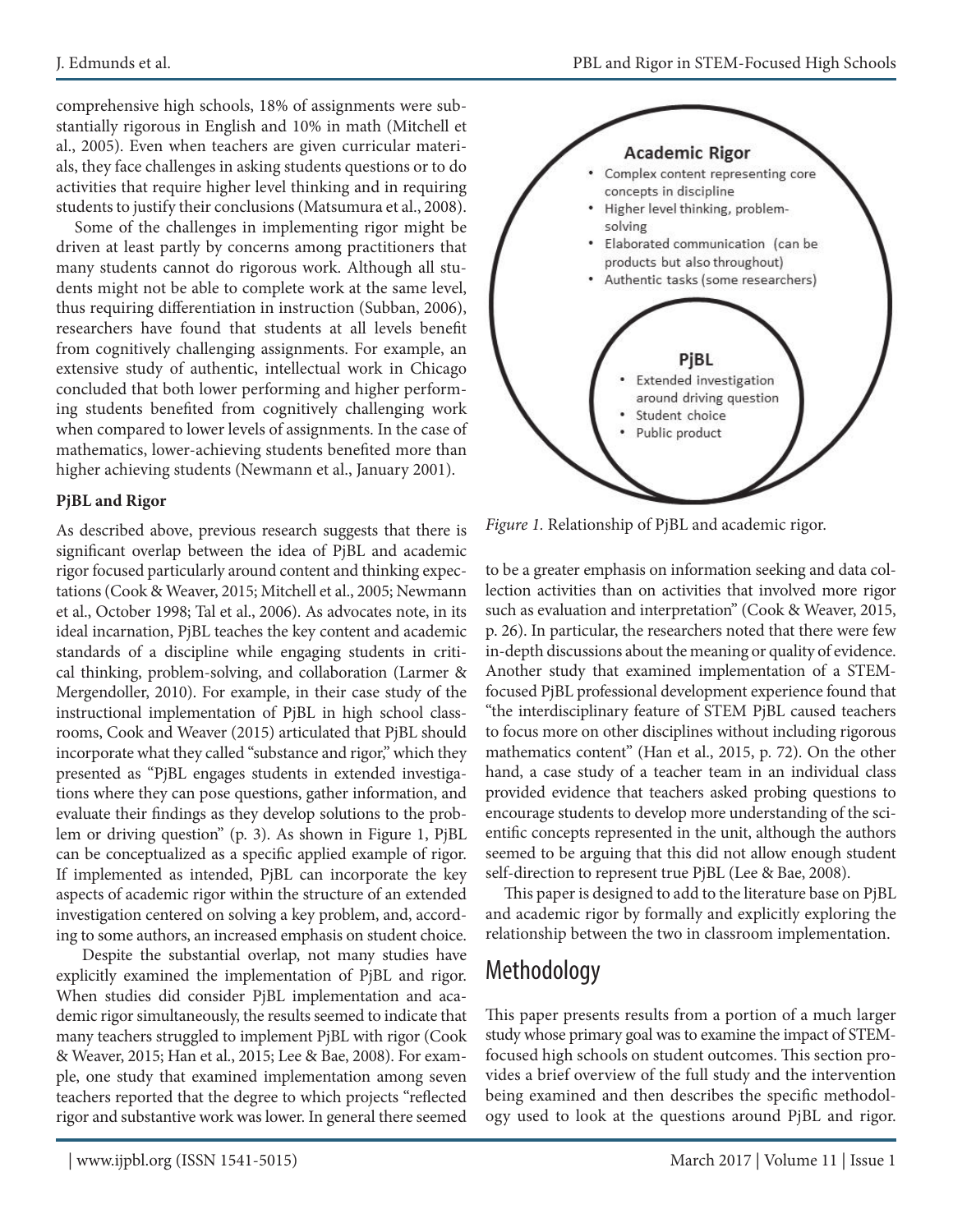comprehensive high schools, 18% of assignments were substantially rigorous in English and 10% in math (Mitchell et al., 2005). Even when teachers are given curricular materials, they face challenges in asking students questions or to do activities that require higher level thinking and in requiring students to justify their conclusions (Matsumura et al., 2008).

Some of the challenges in implementing rigor might be driven at least partly by concerns among practitioners that many students cannot do rigorous work. Although all students might not be able to complete work at the same level, thus requiring differentiation in instruction (Subban, 2006), researchers have found that students at all levels benefit from cognitively challenging assignments. For example, an extensive study of authentic, intellectual work in Chicago concluded that both lower performing and higher performing students benefited from cognitively challenging work when compared to lower levels of assignments. In the case of mathematics, lower-achieving students benefited more than higher achieving students (Newmann et al., January 2001).

**PjBL and Rigor**

As described above, previous research suggests that there is significant overlap between the idea of PjBL and academic rigor focused particularly around content and thinking expectations (Cook & Weaver, 2015; Mitchell et al., 2005; Newmann et al., October 1998; Tal et al., 2006). As advocates note, in its ideal incarnation, PjBL teaches the key content and academic standards of a discipline while engaging students in critical thinking, problem-solving, and collaboration (Larmer & Mergendoller, 2010). For example, in their case study of the instructional implementation of PjBL in high school classrooms, Cook and Weaver (2015) articulated that PjBL should incorporate what they called "substance and rigor," which they presented as "PjBL engages students in extended investigations where they can pose questions, gather information, and evaluate their findings as they develop solutions to the problem or driving question" (p. 3). As shown in Figure 1, PjBL can be conceptualized as a specific applied example of rigor. If implemented as intended, PjBL can incorporate the key aspects of academic rigor within the structure of an extended investigation centered on solving a key problem, and, according to some authors, an increased emphasis on student choice.

**Academic Rigor**

- Complex content representing core concepts in discipline
- Higher level thinking, problem-solving
- Elaborated communication (can be products but also throughout)
- Authentic tasks (some researchers)

**PjBL**

- Extended investigation around driving question
- Student choice
- Public product

*Figure 1.* Relationship of PjBL and academic rigor.

Despite the substantial overlap, not many studies have explicitly examined the implementation of PjBL and rigor. When studies did consider PjBL implementation and academic rigor simultaneously, the results seemed to indicate that many teachers struggled to implement PjBL with rigor (Cook & Weaver, 2015; Han et al., 2015; Lee & Bae, 2008). For example, one study that examined implementation among seven teachers reported that the degree to which projects "reflected rigor and substantive work was lower. In general there seemed to be a greater emphasis on information seeking and data collection activities than on activities that involved more rigor such as evaluation and interpretation" (Cook & Weaver, 2015, p. 26). In particular, the researchers noted that there were few in-depth discussions about the meaning or quality of evidence. Another study that examined implementation of a STEM-focused PjBL professional development experience found that "the interdisciplinary feature of STEM PjBL caused teachers to focus more on other disciplines without including rigorous mathematics content" (Han et al., 2015, p. 72). On the other hand, a case study of a teacher team in an individual class provided evidence that teachers asked probing questions to encourage students to develop more understanding of the scientific concepts represented in the unit, although the authors seemed to be arguing that this did not allow enough student self-direction to represent true PjBL (Lee & Bae, 2008).

This paper is designed to add to the literature base on PjBL and academic rigor by formally and explicitly exploring the relationship between the two in classroom implementation.

## Methodology

This paper presents results from a portion of a much larger study whose primary goal was to examine the impact of STEM-focused high schools on student outcomes. This section provides a brief overview of the full study and the intervention being examined and then describes the specific methodology used to look at the questions around PjBL and rigor.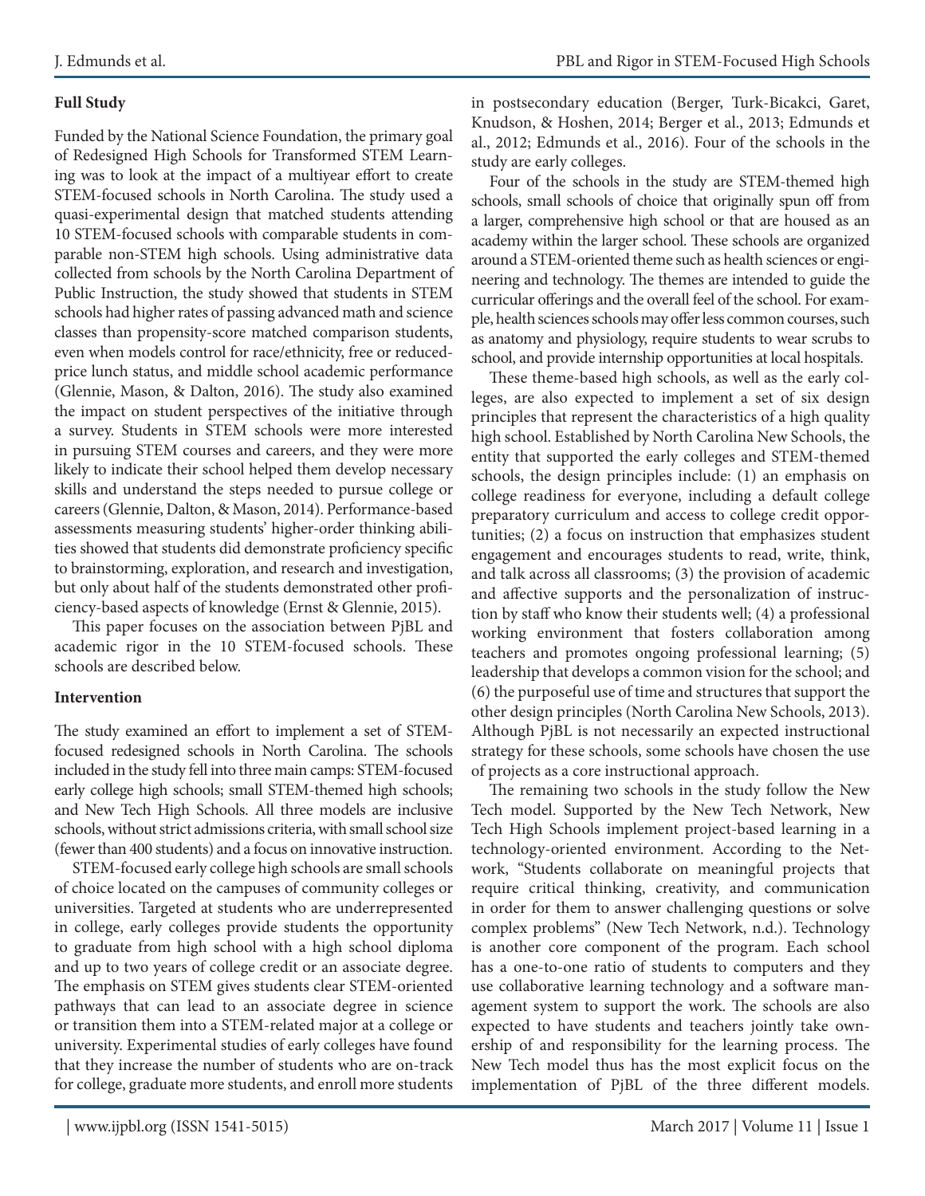### Full Study

Funded by the National Science Foundation, the primary goal of Redesigned High Schools for Transformed STEM Learning was to look at the impact of a multiyear effort to create STEM-focused schools in North Carolina. The study used a quasi-experimental design that matched students attending 10 STEM-focused schools with comparable students in comparable non-STEM high schools. Using administrative data collected from schools by the North Carolina Department of Public Instruction, the study showed that students in STEM schools had higher rates of passing advanced math and science classes than propensity-score matched comparison students, even when models control for race/ethnicity, free or reduced-price lunch status, and middle school academic performance (Glennie, Mason, & Dalton, 2016). The study also examined the impact on student perspectives of the initiative through a survey. Students in STEM schools were more interested in pursuing STEM courses and careers, and they were more likely to indicate their school helped them develop necessary skills and understand the steps needed to pursue college or careers (Glennie, Dalton, & Mason, 2014). Performance-based assessments measuring students' higher-order thinking abilities showed that students did demonstrate proficiency specific to brainstorming, exploration, and research and investigation, but only about half of the students demonstrated other proficiency-based aspects of knowledge (Ernst & Glennie, 2015).

This paper focuses on the association between PjBL and academic rigor in the 10 STEM-focused schools. These schools are described below.

### Intervention

The study examined an effort to implement a set of STEM-focused redesigned schools in North Carolina. The schools included in the study fell into three main camps: STEM-focused early college high schools; small STEM-themed high schools; and New Tech High Schools. All three models are inclusive schools, without strict admissions criteria, with small school size (fewer than 400 students) and a focus on innovative instruction.

STEM-focused early college high schools are small schools of choice located on the campuses of community colleges or universities. Targeted at students who are underrepresented in college, early colleges provide students the opportunity to graduate from high school with a high school diploma and up to two years of college credit or an associate degree. The emphasis on STEM gives students clear STEM-oriented pathways that can lead to an associate degree in science or transition them into a STEM-related major at a college or university. Experimental studies of early colleges have found that they increase the number of students who are on-track for college, graduate more students, and enroll more students in postsecondary education (Berger, Turk-Bicakci, Garet, Knudson, & Hoshen, 2014; Berger et al., 2013; Edmunds et al., 2012; Edmunds et al., 2016). Four of the schools in the study are early colleges.

Four of the schools in the study are STEM-themed high schools, small schools of choice that originally spun off from a larger, comprehensive high school or that are housed as an academy within the larger school. These schools are organized around a STEM-oriented theme such as health sciences or engineering and technology. The themes are intended to guide the curricular offerings and the overall feel of the school. For example, health sciences schools may offer less common courses, such as anatomy and physiology, require students to wear scrubs to school, and provide internship opportunities at local hospitals.

These theme-based high schools, as well as the early colleges, are also expected to implement a set of six design principles that represent the characteristics of a high quality high school. Established by North Carolina New Schools, the entity that supported the early colleges and STEM-themed schools, the design principles include: (1) an emphasis on college readiness for everyone, including a default college preparatory curriculum and access to college credit opportunities; (2) a focus on instruction that emphasizes student engagement and encourages students to read, write, think, and talk across all classrooms; (3) the provision of academic and affective supports and the personalization of instruction by staff who know their students well; (4) a professional working environment that fosters collaboration among teachers and promotes ongoing professional learning; (5) leadership that develops a common vision for the school; and (6) the purposeful use of time and structures that support the other design principles (North Carolina New Schools, 2013). Although PjBL is not necessarily an expected instructional strategy for these schools, some schools have chosen the use of projects as a core instructional approach.

The remaining two schools in the study follow the New Tech model. Supported by the New Tech Network, New Tech High Schools implement project-based learning in a technology-oriented environment. According to the Network, "Students collaborate on meaningful projects that require critical thinking, creativity, and communication in order for them to answer challenging questions or solve complex problems" (New Tech Network, n.d.). Technology is another core component of the program. Each school has a one-to-one ratio of students to computers and they use collaborative learning technology and a software management system to support the work. The schools are also expected to have students and teachers jointly take ownership of and responsibility for the learning process. The New Tech model thus has the most explicit focus on the implementation of PjBL of the three different models.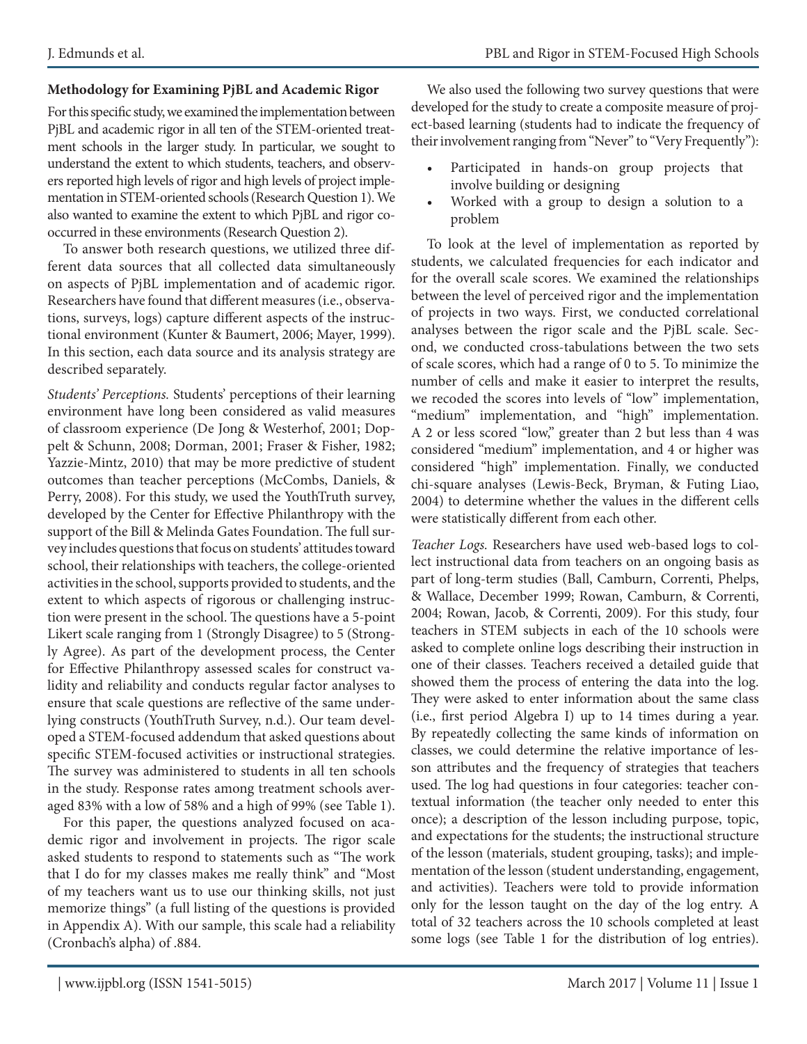### Methodology for Examining PjBL and Academic Rigor

For this specific study, we examined the implementation between PjBL and academic rigor in all ten of the STEM-oriented treatment schools in the larger study. In particular, we sought to understand the extent to which students, teachers, and observers reported high levels of rigor and high levels of project implementation in STEM-oriented schools (Research Question 1). We also wanted to examine the extent to which PjBL and rigor co-occurred in these environments (Research Question 2).

To answer both research questions, we utilized three different data sources that all collected data simultaneously on aspects of PjBL implementation and of academic rigor. Researchers have found that different measures (i.e., observations, surveys, logs) capture different aspects of the instructional environment (Kunter & Baumert, 2006; Mayer, 1999). In this section, each data source and its analysis strategy are described separately.

*Students' Perceptions.* Students' perceptions of their learning environment have long been considered as valid measures of classroom experience (De Jong & Westerhof, 2001; Doppelt & Schunn, 2008; Dorman, 2001; Fraser & Fisher, 1982; Yazzie-Mintz, 2010) that may be more predictive of student outcomes than teacher perceptions (McCombs, Daniels, & Perry, 2008). For this study, we used the YouthTruth survey, developed by the Center for Effective Philanthropy with the support of the Bill & Melinda Gates Foundation. The full survey includes questions that focus on students' attitudes toward school, their relationships with teachers, the college-oriented activities in the school, supports provided to students, and the extent to which aspects of rigorous or challenging instruction were present in the school. The questions have a 5-point Likert scale ranging from 1 (Strongly Disagree) to 5 (Strongly Agree). As part of the development process, the Center for Effective Philanthropy assessed scales for construct validity and reliability and conducts regular factor analyses to ensure that scale questions are reflective of the same underlying constructs (YouthTruth Survey, n.d.). Our team developed a STEM-focused addendum that asked questions about specific STEM-focused activities or instructional strategies. The survey was administered to students in all ten schools in the study. Response rates among treatment schools averaged 83% with a low of 58% and a high of 99% (see Table 1).

For this paper, the questions analyzed focused on academic rigor and involvement in projects. The rigor scale asked students to respond to statements such as "The work that I do for my classes makes me really think" and "Most of my teachers want us to use our thinking skills, not just memorize things" (a full listing of the questions is provided in Appendix A). With our sample, this scale had a reliability (Cronbach's alpha) of .884.

We also used the following two survey questions that were developed for the study to create a composite measure of project-based learning (students had to indicate the frequency of their involvement ranging from "Never" to "Very Frequently"):

- Participated in hands-on group projects that involve building or designing
- Worked with a group to design a solution to a problem

To look at the level of implementation as reported by students, we calculated frequencies for each indicator and for the overall scale scores. We examined the relationships between the level of perceived rigor and the implementation of projects in two ways. First, we conducted correlational analyses between the rigor scale and the PjBL scale. Second, we conducted cross-tabulations between the two sets of scale scores, which had a range of 0 to 5. To minimize the number of cells and make it easier to interpret the results, we recoded the scores into levels of "low" implementation, "medium" implementation, and "high" implementation. A 2 or less scored "low," greater than 2 but less than 4 was considered "medium" implementation, and 4 or higher was considered "high" implementation. Finally, we conducted chi-square analyses (Lewis-Beck, Bryman, & Futing Liao, 2004) to determine whether the values in the different cells were statistically different from each other.

*Teacher Logs.* Researchers have used web-based logs to collect instructional data from teachers on an ongoing basis as part of long-term studies (Ball, Camburn, Correnti, Phelps, & Wallace, December 1999; Rowan, Camburn, & Correnti, 2004; Rowan, Jacob, & Correnti, 2009). For this study, four teachers in STEM subjects in each of the 10 schools were asked to complete online logs describing their instruction in one of their classes. Teachers received a detailed guide that showed them the process of entering the data into the log. They were asked to enter information about the same class (i.e., first period Algebra I) up to 14 times during a year. By repeatedly collecting the same kinds of information on classes, we could determine the relative importance of lesson attributes and the frequency of strategies that teachers used. The log had questions in four categories: teacher contextual information (the teacher only needed to enter this once); a description of the lesson including purpose, topic, and expectations for the students; the instructional structure of the lesson (materials, student grouping, tasks); and implementation of the lesson (student understanding, engagement, and activities). Teachers were told to provide information only for the lesson taught on the day of the log entry. A total of 32 teachers across the 10 schools completed at least some logs (see Table 1 for the distribution of log entries).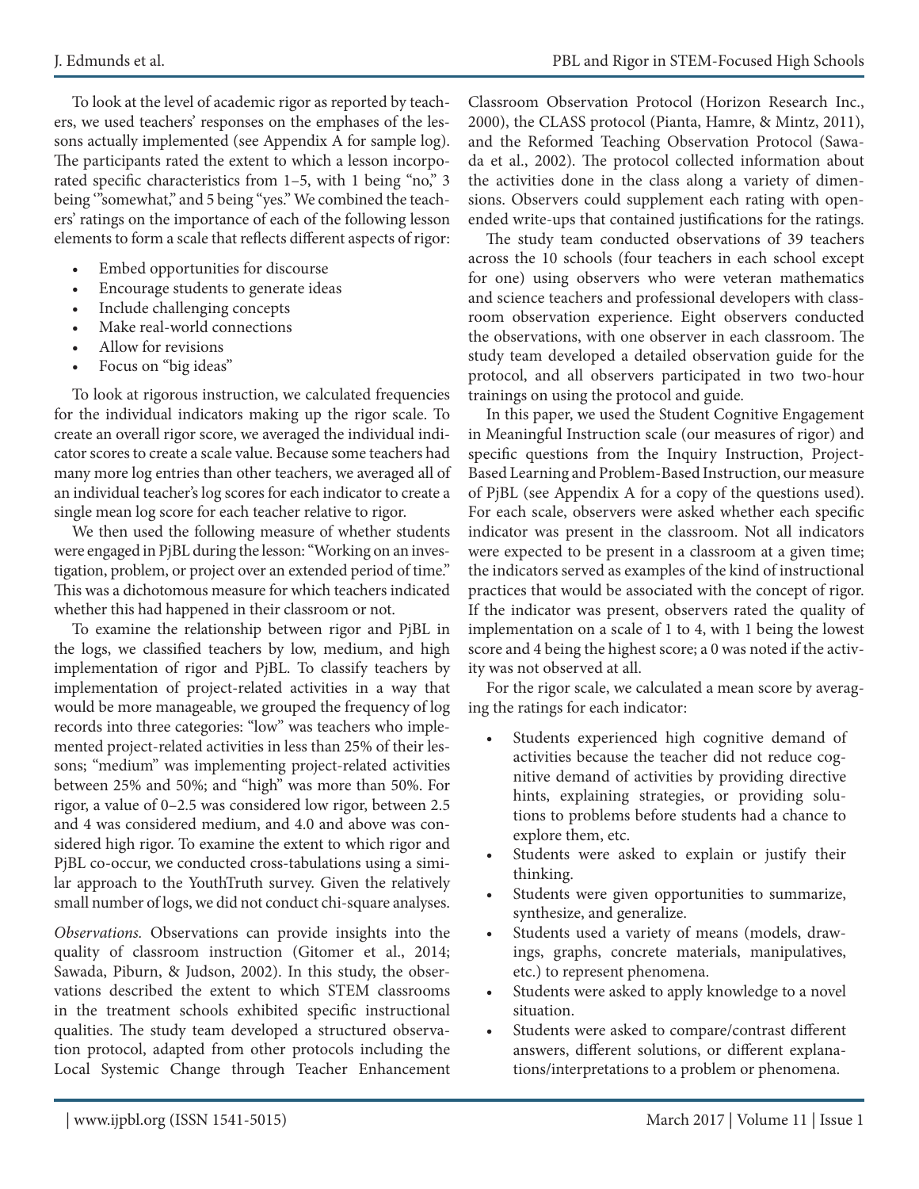To look at the level of academic rigor as reported by teachers, we used teachers' responses on the emphases of the lessons actually implemented (see Appendix A for sample log). The participants rated the extent to which a lesson incorporated specific characteristics from 1–5, with 1 being "no," 3 being '"somewhat," and 5 being "yes." We combined the teachers' ratings on the importance of each of the following lesson elements to form a scale that reflects different aspects of rigor:

- Embed opportunities for discourse
- Encourage students to generate ideas
- Include challenging concepts
- Make real-world connections
- Allow for revisions
- Focus on "big ideas"

To look at rigorous instruction, we calculated frequencies for the individual indicators making up the rigor scale. To create an overall rigor score, we averaged the individual indicator scores to create a scale value. Because some teachers had many more log entries than other teachers, we averaged all of an individual teacher's log scores for each indicator to create a single mean log score for each teacher relative to rigor.

We then used the following measure of whether students were engaged in PjBL during the lesson: "Working on an investigation, problem, or project over an extended period of time." This was a dichotomous measure for which teachers indicated whether this had happened in their classroom or not.

To examine the relationship between rigor and PjBL in the logs, we classified teachers by low, medium, and high implementation of rigor and PjBL. To classify teachers by implementation of project-related activities in a way that would be more manageable, we grouped the frequency of log records into three categories: "low" was teachers who implemented project-related activities in less than 25% of their lessons; "medium" was implementing project-related activities between 25% and 50%; and "high" was more than 50%. For rigor, a value of 0–2.5 was considered low rigor, between 2.5 and 4 was considered medium, and 4.0 and above was considered high rigor. To examine the extent to which rigor and PjBL co-occur, we conducted cross-tabulations using a similar approach to the YouthTruth survey. Given the relatively small number of logs, we did not conduct chi-square analyses.

*Observations.* Observations can provide insights into the quality of classroom instruction (Gitomer et al., 2014; Sawada, Piburn, & Judson, 2002). In this study, the observations described the extent to which STEM classrooms in the treatment schools exhibited specific instructional qualities. The study team developed a structured observation protocol, adapted from other protocols including the Local Systemic Change through Teacher Enhancement Classroom Observation Protocol (Horizon Research Inc., 2000), the CLASS protocol (Pianta, Hamre, & Mintz, 2011), and the Reformed Teaching Observation Protocol (Sawada et al., 2002). The protocol collected information about the activities done in the class along a variety of dimensions. Observers could supplement each rating with open-ended write-ups that contained justifications for the ratings.

The study team conducted observations of 39 teachers across the 10 schools (four teachers in each school except for one) using observers who were veteran mathematics and science teachers and professional developers with classroom observation experience. Eight observers conducted the observations, with one observer in each classroom. The study team developed a detailed observation guide for the protocol, and all observers participated in two two-hour trainings on using the protocol and guide.

In this paper, we used the Student Cognitive Engagement in Meaningful Instruction scale (our measures of rigor) and specific questions from the Inquiry Instruction, Project-Based Learning and Problem-Based Instruction, our measure of PjBL (see Appendix A for a copy of the questions used). For each scale, observers were asked whether each specific indicator was present in the classroom. Not all indicators were expected to be present in a classroom at a given time; the indicators served as examples of the kind of instructional practices that would be associated with the concept of rigor. If the indicator was present, observers rated the quality of implementation on a scale of 1 to 4, with 1 being the lowest score and 4 being the highest score; a 0 was noted if the activity was not observed at all.

For the rigor scale, we calculated a mean score by averaging the ratings for each indicator:

- Students experienced high cognitive demand of activities because the teacher did not reduce cognitive demand of activities by providing directive hints, explaining strategies, or providing solutions to problems before students had a chance to explore them, etc.
- Students were asked to explain or justify their thinking.
- Students were given opportunities to summarize, synthesize, and generalize.
- Students used a variety of means (models, drawings, graphs, concrete materials, manipulatives, etc.) to represent phenomena.
- Students were asked to apply knowledge to a novel situation.
- Students were asked to compare/contrast different answers, different solutions, or different explanations/interpretations to a problem or phenomena.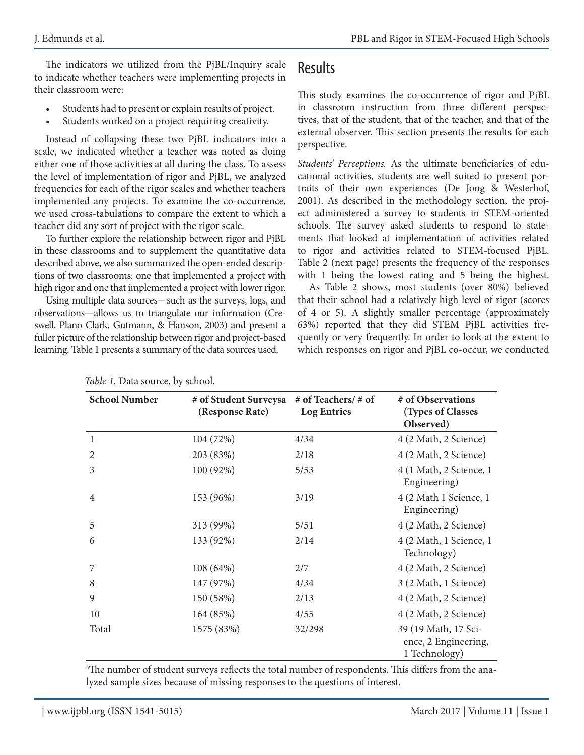The indicators we utilized from the PjBL/Inquiry scale to indicate whether teachers were implementing projects in their classroom were:

- Students had to present or explain results of project.
- Students worked on a project requiring creativity.

Instead of collapsing these two PjBL indicators into a scale, we indicated whether a teacher was noted as doing either one of those activities at all during the class. To assess the level of implementation of rigor and PjBL, we analyzed frequencies for each of the rigor scales and whether teachers implemented any projects. To examine the co-occurrence, we used cross-tabulations to compare the extent to which a teacher did any sort of project with the rigor scale.

To further explore the relationship between rigor and PjBL in these classrooms and to supplement the quantitative data described above, we also summarized the open-ended descriptions of two classrooms: one that implemented a project with high rigor and one that implemented a project with lower rigor.

Using multiple data sources—such as the surveys, logs, and observations—allows us to triangulate our information (Creswell, Plano Clark, Gutmann, & Hanson, 2003) and present a fuller picture of the relationship between rigor and project-based learning. Table 1 presents a summary of the data sources used.

*Table 1.* Data source, by school.

| School Number | # of Student Surveys[a] (Response Rate) | # of Teachers/ # of Log Entries | # of Observations (Types of Classes Observed) |
|---|---|---|---|
| 1 | 104 (72%) | 4/34 | 4 (2 Math, 2 Science) |
| 2 | 203 (83%) | 2/18 | 4 (2 Math, 2 Science) |
| 3 | 100 (92%) | 5/53 | 4 (1 Math, 2 Science, 1 Engineering) |
| 4 | 153 (96%) | 3/19 | 4 (2 Math 1 Science, 1 Engineering) |
| 5 | 313 (99%) | 5/51 | 4 (2 Math, 2 Science) |
| 6 | 133 (92%) | 2/14 | 4 (2 Math, 1 Science, 1 Technology) |
| 7 | 108 (64%) | 2/7 | 4 (2 Math, 2 Science) |
| 8 | 147 (97%) | 4/34 | 3 (2 Math, 1 Science) |
| 9 | 150 (58%) | 2/13 | 4 (2 Math, 2 Science) |
| 10 | 164 (85%) | 4/55 | 4 (2 Math, 2 Science) |
| Total | 1575 (83%) | 32/298 | 39 (19 Math, 17 Science, 2 Engineering, 1 Technology) |

[a]The number of student surveys reflects the total number of respondents. This differs from the analyzed sample sizes because of missing responses to the questions of interest.

## Results

This study examines the co-occurrence of rigor and PjBL in classroom instruction from three different perspectives, that of the student, that of the teacher, and that of the external observer. This section presents the results for each perspective.

*Students' Perceptions.* As the ultimate beneficiaries of educational activities, students are well suited to present portraits of their own experiences (De Jong & Westerhof, 2001). As described in the methodology section, the project administered a survey to students in STEM-oriented schools. The survey asked students to respond to statements that looked at implementation of activities related to rigor and activities related to STEM-focused PjBL. Table 2 (next page) presents the frequency of the responses with 1 being the lowest rating and 5 being the highest.

As Table 2 shows, most students (over 80%) believed that their school had a relatively high level of rigor (scores of 4 or 5). A slightly smaller percentage (approximately 63%) reported that they did STEM PjBL activities frequently or very frequently. In order to look at the extent to which responses on rigor and PjBL co-occur, we conducted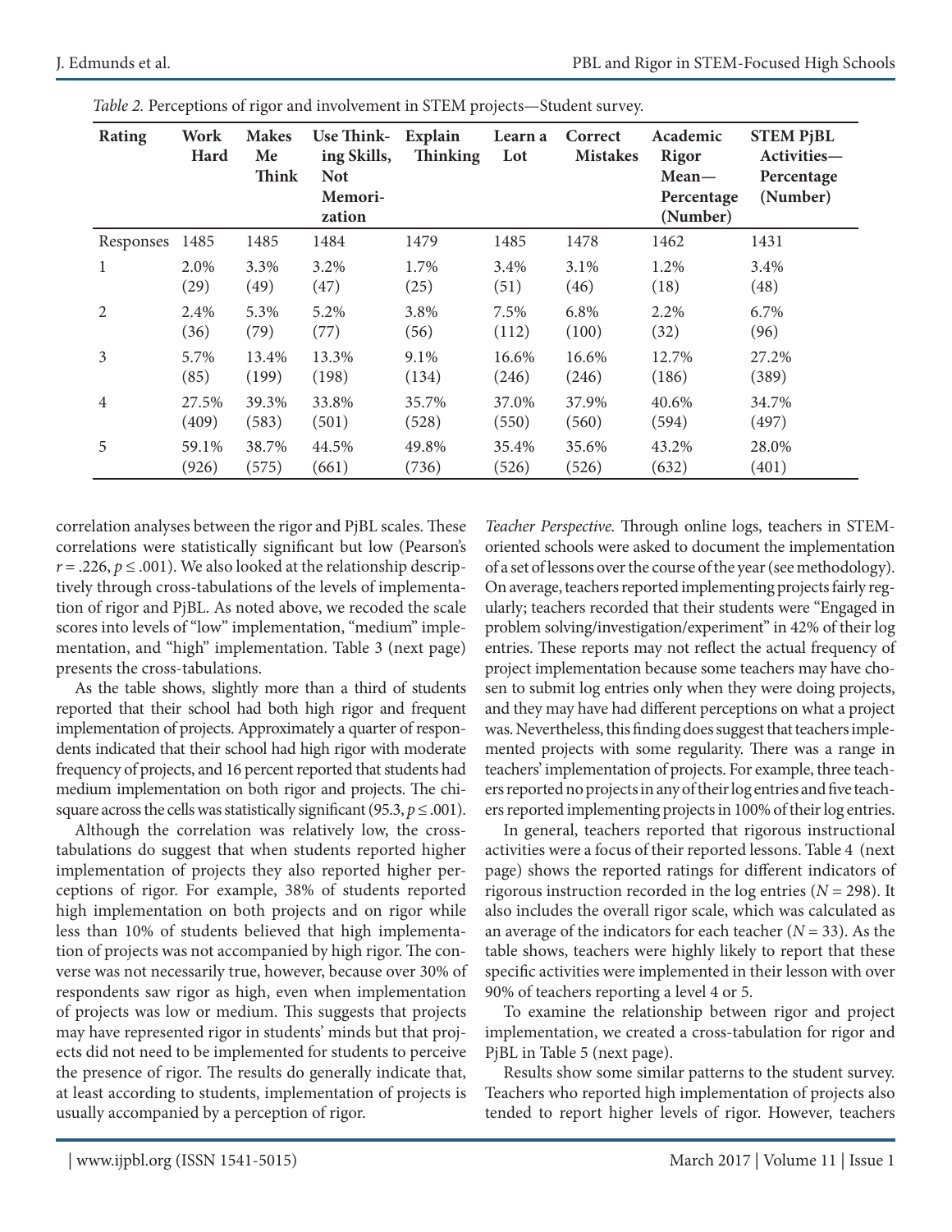*Table 2.* Perceptions of rigor and involvement in STEM projects—Student survey.

| Rating | Work Hard | Makes Me Think | Use Thinking Skills, Not Memorization | Explain Thinking | Learn a Lot | Correct Mistakes | Academic Rigor Mean—Percentage (Number) | STEM PjBL Activities—Percentage (Number) |
|---|---|---|---|---|---|---|---|---|
| Responses | 1485 | 1485 | 1484 | 1479 | 1485 | 1478 | 1462 | 1431 |
| 1 | 2.0% (29) | 3.3% (49) | 3.2% (47) | 1.7% (25) | 3.4% (51) | 3.1% (46) | 1.2% (18) | 3.4% (48) |
| 2 | 2.4% (36) | 5.3% (79) | 5.2% (77) | 3.8% (56) | 7.5% (112) | 6.8% (100) | 2.2% (32) | 6.7% (96) |
| 3 | 5.7% (85) | 13.4% (199) | 13.3% (198) | 9.1% (134) | 16.6% (246) | 16.6% (246) | 12.7% (186) | 27.2% (389) |
| 4 | 27.5% (409) | 39.3% (583) | 33.8% (501) | 35.7% (528) | 37.0% (550) | 37.9% (560) | 40.6% (594) | 34.7% (497) |
| 5 | 59.1% (926) | 38.7% (575) | 44.5% (661) | 49.8% (736) | 35.4% (526) | 35.6% (526) | 43.2% (632) | 28.0% (401) |

correlation analyses between the rigor and PjBL scales. These correlations were statistically significant but low (Pearson's $r = .226, p \leq .001$). We also looked at the relationship descriptively through cross-tabulations of the levels of implementation of rigor and PjBL. As noted above, we recoded the scale scores into levels of "low" implementation, "medium" implementation, and "high" implementation. Table 3 (next page) presents the cross-tabulations.

As the table shows, slightly more than a third of students reported that their school had both high rigor and frequent implementation of projects. Approximately a quarter of respondents indicated that their school had high rigor with moderate frequency of projects, and 16 percent reported that students had medium implementation on both rigor and projects. The chi-square across the cells was statistically significant ($95.3, p \leq .001$).

Although the correlation was relatively low, the cross-tabulations do suggest that when students reported higher implementation of projects they also reported higher perceptions of rigor. For example, 38% of students reported high implementation on both projects and on rigor while less than 10% of students believed that high implementation of projects was not accompanied by high rigor. The converse was not necessarily true, however, because over 30% of respondents saw rigor as high, even when implementation of projects was low or medium. This suggests that projects may have represented rigor in students' minds but that projects did not need to be implemented for students to perceive the presence of rigor. The results do generally indicate that, at least according to students, implementation of projects is usually accompanied by a perception of rigor.

*Teacher Perspective.* Through online logs, teachers in STEM-oriented schools were asked to document the implementation of a set of lessons over the course of the year (see methodology). On average, teachers reported implementing projects fairly regularly; teachers recorded that their students were "Engaged in problem solving/investigation/experiment" in 42% of their log entries. These reports may not reflect the actual frequency of project implementation because some teachers may have chosen to submit log entries only when they were doing projects, and they may have had different perceptions on what a project was. Nevertheless, this finding does suggest that teachers implemented projects with some regularity. There was a range in teachers' implementation of projects. For example, three teachers reported no projects in any of their log entries and five teachers reported implementing projects in 100% of their log entries.

In general, teachers reported that rigorous instructional activities were a focus of their reported lessons. Table 4 (next page) shows the reported ratings for different indicators of rigorous instruction recorded in the log entries ($N = 298$). It also includes the overall rigor scale, which was calculated as an average of the indicators for each teacher ($N = 33$). As the table shows, teachers were highly likely to report that these specific activities were implemented in their lesson with over 90% of teachers reporting a level 4 or 5.

To examine the relationship between rigor and project implementation, we created a cross-tabulation for rigor and PjBL in Table 5 (next page).

Results show some similar patterns to the student survey. Teachers who reported high implementation of projects also tended to report higher levels of rigor. However, teachers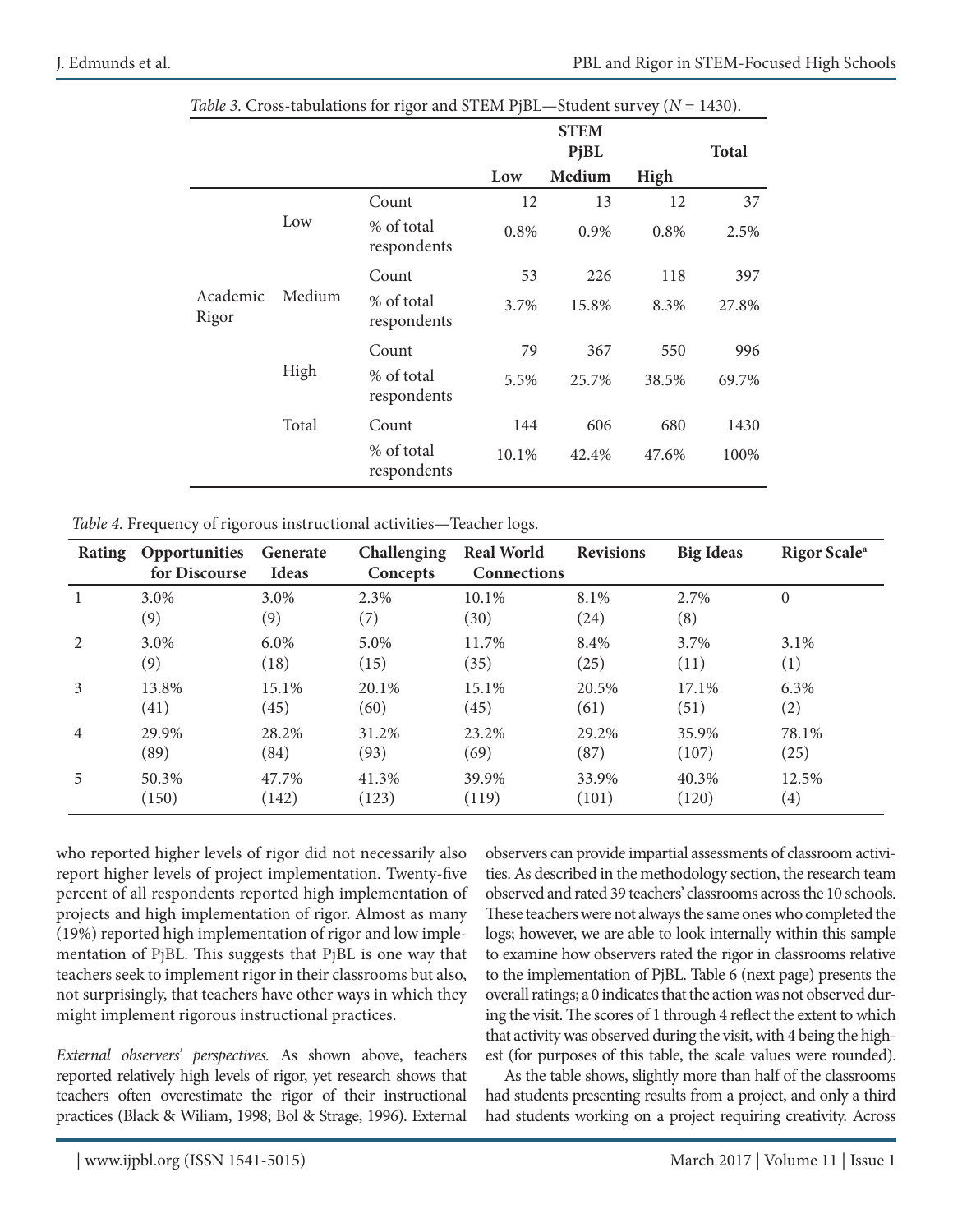*Table 3.* Cross-tabulations for rigor and STEM PjBL—Student survey ($N$ = 1430).

| | | | STEM PjBL | | | Total |
|---|---|---|---|---|---|---|
| | | | Low | Medium | High | |
| Academic Rigor | Low | Count | 12 | 13 | 12 | 37 |
| | | % of total respondents | 0.8% | 0.9% | 0.8% | 2.5% |
| | Medium | Count | 53 | 226 | 118 | 397 |
| | | % of total respondents | 3.7% | 15.8% | 8.3% | 27.8% |
| | High | Count | 79 | 367 | 550 | 996 |
| | | % of total respondents | 5.5% | 25.7% | 38.5% | 69.7% |
| | Total | Count | 144 | 606 | 680 | 1430 |
| | | % of total respondents | 10.1% | 42.4% | 47.6% | 100% |

*Table 4.* Frequency of rigorous instructional activities—Teacher logs.

| Rating | Opportunities for Discourse | Generate Ideas | Challenging Concepts | Real World Connections | Revisions | Big Ideas | Rigor Scale[a] |
|---|---|---|---|---|---|---|---|
| 1 | 3.0% (9) | 3.0% (9) | 2.3% (7) | 10.1% (30) | 8.1% (24) | 2.7% (8) | 0 |
| 2 | 3.0% (9) | 6.0% (18) | 5.0% (15) | 11.7% (35) | 8.4% (25) | 3.7% (11) | 3.1% (1) |
| 3 | 13.8% (41) | 15.1% (45) | 20.1% (60) | 15.1% (45) | 20.5% (61) | 17.1% (51) | 6.3% (2) |
| 4 | 29.9% (89) | 28.2% (84) | 31.2% (93) | 23.2% (69) | 29.2% (87) | 35.9% (107) | 78.1% (25) |
| 5 | 50.3% (150) | 47.7% (142) | 41.3% (123) | 39.9% (119) | 33.9% (101) | 40.3% (120) | 12.5% (4) |

who reported higher levels of rigor did not necessarily also report higher levels of project implementation. Twenty-five percent of all respondents reported high implementation of projects and high implementation of rigor. Almost as many (19%) reported high implementation of rigor and low implementation of PjBL. This suggests that PjBL is one way that teachers seek to implement rigor in their classrooms but also, not surprisingly, that teachers have other ways in which they might implement rigorous instructional practices.

*External observers' perspectives.* As shown above, teachers reported relatively high levels of rigor, yet research shows that teachers often overestimate the rigor of their instructional practices (Black & Wiliam, 1998; Bol & Strage, 1996). External observers can provide impartial assessments of classroom activities. As described in the methodology section, the research team observed and rated 39 teachers' classrooms across the 10 schools. These teachers were not always the same ones who completed the logs; however, we are able to look internally within this sample to examine how observers rated the rigor in classrooms relative to the implementation of PjBL. Table 6 (next page) presents the overall ratings; a 0 indicates that the action was not observed during the visit. The scores of 1 through 4 reflect the extent to which that activity was observed during the visit, with 4 being the highest (for purposes of this table, the scale values were rounded).

As the table shows, slightly more than half of the classrooms had students presenting results from a project, and only a third had students working on a project requiring creativity. Across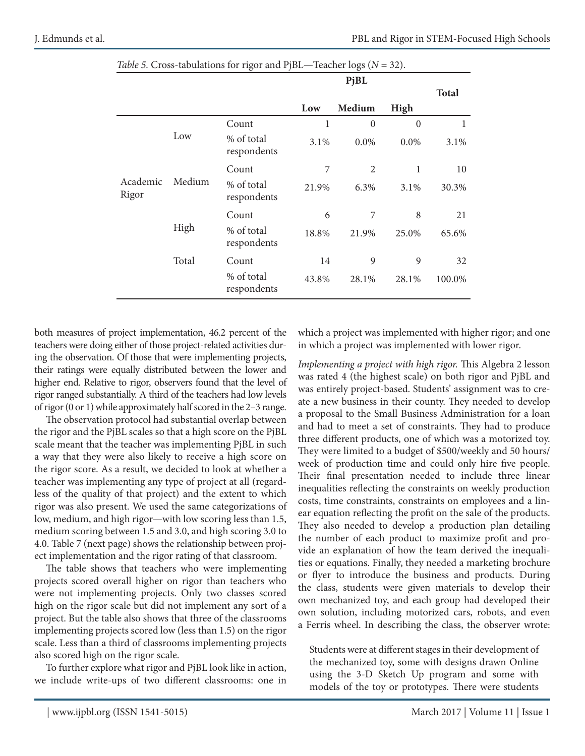*Table 5.* Cross-tabulations for rigor and PjBL—Teacher logs ($N$ = 32).

| | | | PjBL | | | Total |
|---|---|---|---|---|---|---|
| | | | Low | Medium | High | |
| Academic Rigor | Low | Count | 1 | 0 | 0 | 1 |
| | | % of total respondents | 3.1% | 0.0% | 0.0% | 3.1% |
| | Medium | Count | 7 | 2 | 1 | 10 |
| | | % of total respondents | 21.9% | 6.3% | 3.1% | 30.3% |
| | High | Count | 6 | 7 | 8 | 21 |
| | | % of total respondents | 18.8% | 21.9% | 25.0% | 65.6% |
| | Total | Count | 14 | 9 | 9 | 32 |
| | | % of total respondents | 43.8% | 28.1% | 28.1% | 100.0% |

both measures of project implementation, 46.2 percent of the teachers were doing either of those project-related activities during the observation. Of those that were implementing projects, their ratings were equally distributed between the lower and higher end. Relative to rigor, observers found that the level of rigor ranged substantially. A third of the teachers had low levels of rigor (0 or 1) while approximately half scored in the 2–3 range.

The observation protocol had substantial overlap between the rigor and the PjBL scales so that a high score on the PjBL scale meant that the teacher was implementing PjBL in such a way that they were also likely to receive a high score on the rigor score. As a result, we decided to look at whether a teacher was implementing any type of project at all (regardless of the quality of that project) and the extent to which rigor was also present. We used the same categorizations of low, medium, and high rigor—with low scoring less than 1.5, medium scoring between 1.5 and 3.0, and high scoring 3.0 to 4.0. Table 7 (next page) shows the relationship between project implementation and the rigor rating of that classroom.

The table shows that teachers who were implementing projects scored overall higher on rigor than teachers who were not implementing projects. Only two classes scored high on the rigor scale but did not implement any sort of a project. But the table also shows that three of the classrooms implementing projects scored low (less than 1.5) on the rigor scale. Less than a third of classrooms implementing projects also scored high on the rigor scale.

To further explore what rigor and PjBL look like in action, we include write-ups of two different classrooms: one in which a project was implemented with higher rigor; and one in which a project was implemented with lower rigor.

*Implementing a project with high rigor.* This Algebra 2 lesson was rated 4 (the highest scale) on both rigor and PjBL and was entirely project-based. Students' assignment was to create a new business in their county. They needed to develop a proposal to the Small Business Administration for a loan and had to meet a set of constraints. They had to produce three different products, one of which was a motorized toy. They were limited to a budget of $500/weekly and 50 hours/week of production time and could only hire five people. Their final presentation needed to include three linear inequalities reflecting the constraints on weekly production costs, time constraints, constraints on employees and a linear equation reflecting the profit on the sale of the products. They also needed to develop a production plan detailing the number of each product to maximize profit and provide an explanation of how the team derived the inequalities or equations. Finally, they needed a marketing brochure or flyer to introduce the business and products. During the class, students were given materials to develop their own mechanized toy, and each group had developed their own solution, including motorized cars, robots, and even a Ferris wheel. In describing the class, the observer wrote:

> Students were at different stages in their development of the mechanized toy, some with designs drawn Online using the 3-D Sketch Up program and some with models of the toy or prototypes. There were students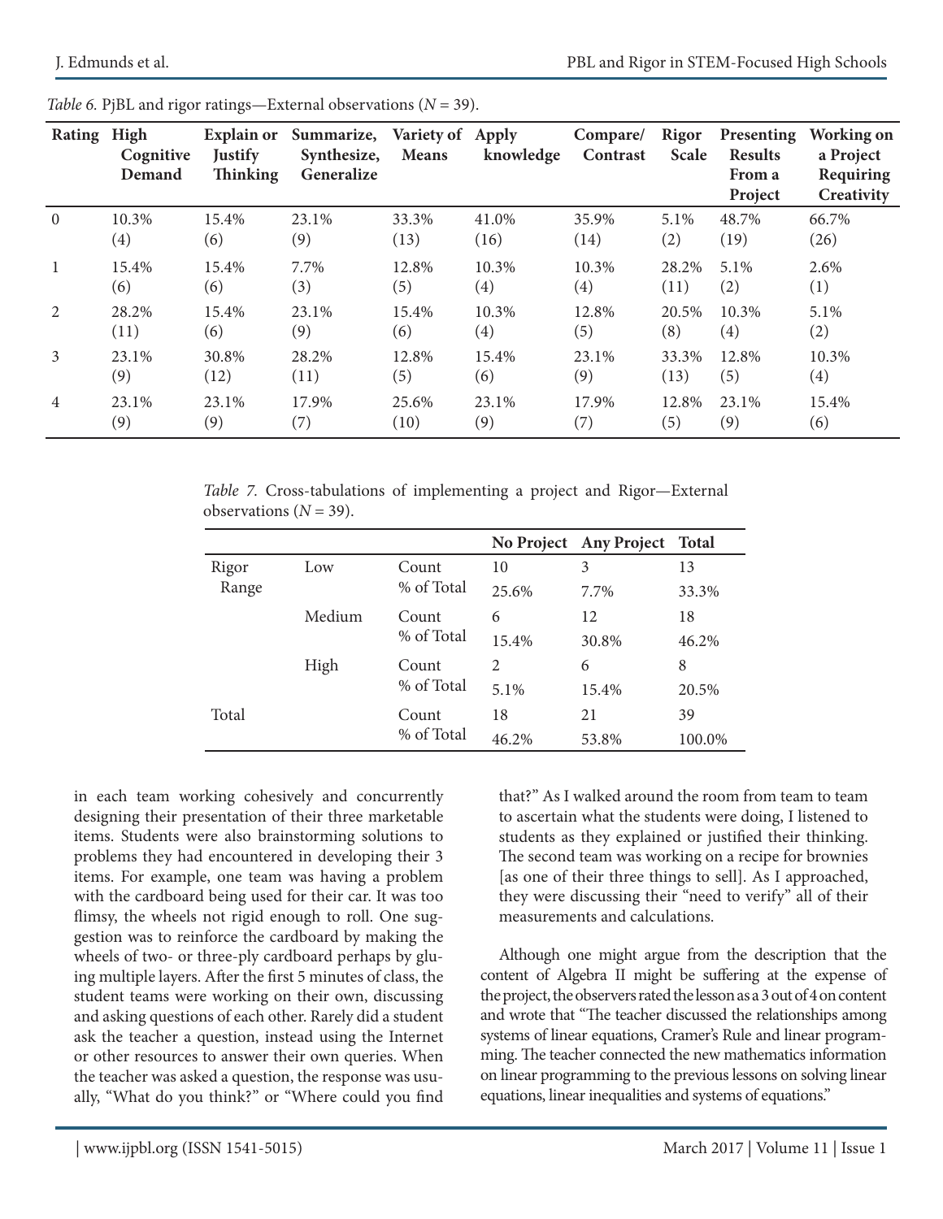*Table 6.* PjBL and rigor ratings—External observations ($N$ = 39).

| Rating | High Cognitive Demand | Explain or Justify Thinking | Summarize, Synthesize, Generalize | Variety of Means | Apply knowledge | Compare/ Contrast | Rigor Scale | Presenting Results From a Project | Working on a Project Requiring Creativity |
|---|---|---|---|---|---|---|---|---|---|
| 0 | 10.3% (4) | 15.4% (6) | 23.1% (9) | 33.3% (13) | 41.0% (16) | 35.9% (14) | 5.1% (2) | 48.7% (19) | 66.7% (26) |
| 1 | 15.4% (6) | 15.4% (6) | 7.7% (3) | 12.8% (5) | 10.3% (4) | 10.3% (4) | 28.2% (11) | 5.1% (2) | 2.6% (1) |
| 2 | 28.2% (11) | 15.4% (6) | 23.1% (9) | 15.4% (6) | 10.3% (4) | 12.8% (5) | 20.5% (8) | 10.3% (4) | 5.1% (2) |
| 3 | 23.1% (9) | 30.8% (12) | 28.2% (11) | 12.8% (5) | 15.4% (6) | 23.1% (9) | 33.3% (13) | 12.8% (5) | 10.3% (4) |
| 4 | 23.1% (9) | 23.1% (9) | 17.9% (7) | 25.6% (10) | 23.1% (9) | 17.9% (7) | 12.8% (5) | 23.1% (9) | 15.4% (6) |

*Table 7.* Cross-tabulations of implementing a project and Rigor—External observations ($N$ = 39).

| | | | No Project | Any Project | Total |
|---|---|---|---|---|---|
| Rigor Range | Low | Count | 10 | 3 | 13 |
| | | % of Total | 25.6% | 7.7% | 33.3% |
| | Medium | Count | 6 | 12 | 18 |
| | | % of Total | 15.4% | 30.8% | 46.2% |
| | High | Count | 2 | 6 | 8 |
| | | % of Total | 5.1% | 15.4% | 20.5% |
| Total | | Count | 18 | 21 | 39 |
| | | % of Total | 46.2% | 53.8% | 100.0% |

in each team working cohesively and concurrently designing their presentation of their three marketable items. Students were also brainstorming solutions to problems they had encountered in developing their 3 items. For example, one team was having a problem with the cardboard being used for their car. It was too flimsy, the wheels not rigid enough to roll. One suggestion was to reinforce the cardboard by making the wheels of two- or three-ply cardboard perhaps by gluing multiple layers. After the first 5 minutes of class, the student teams were working on their own, discussing and asking questions of each other. Rarely did a student ask the teacher a question, instead using the Internet or other resources to answer their own queries. When the teacher was asked a question, the response was usually, "What do you think?" or "Where could you find that?" As I walked around the room from team to team to ascertain what the students were doing, I listened to students as they explained or justified their thinking. The second team was working on a recipe for brownies [as one of their three things to sell]. As I approached, they were discussing their "need to verify" all of their measurements and calculations.

Although one might argue from the description that the content of Algebra II might be suffering at the expense of the project, the observers rated the lesson as a 3 out of 4 on content and wrote that "The teacher discussed the relationships among systems of linear equations, Cramer's Rule and linear programming. The teacher connected the new mathematics information on linear programming to the previous lessons on solving linear equations, linear inequalities and systems of equations."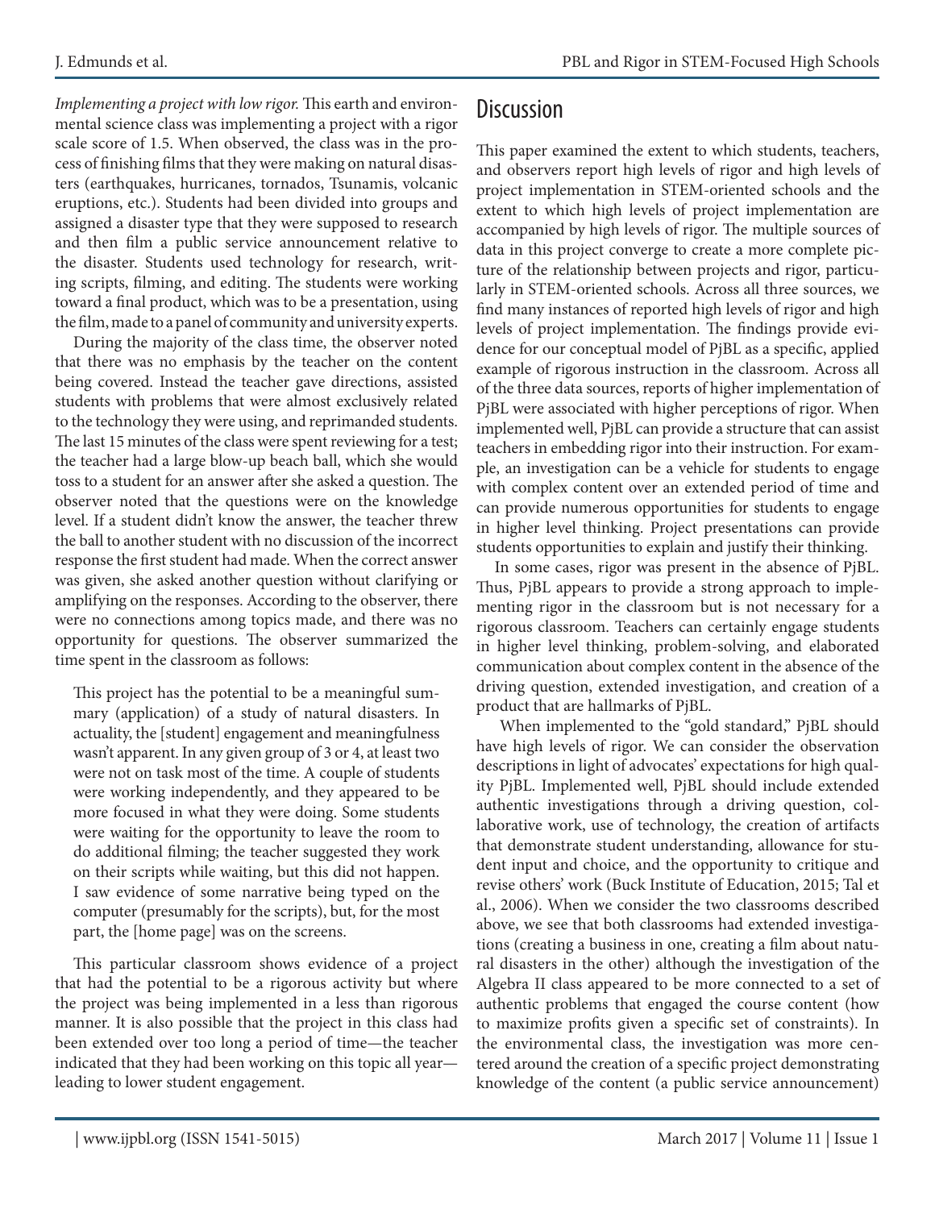*Implementing a project with low rigor.* This earth and environmental science class was implementing a project with a rigor scale score of 1.5. When observed, the class was in the process of finishing films that they were making on natural disasters (earthquakes, hurricanes, tornados, Tsunamis, volcanic eruptions, etc.). Students had been divided into groups and assigned a disaster type that they were supposed to research and then film a public service announcement relative to the disaster. Students used technology for research, writing scripts, filming, and editing. The students were working toward a final product, which was to be a presentation, using the film, made to a panel of community and university experts.

During the majority of the class time, the observer noted that there was no emphasis by the teacher on the content being covered. Instead the teacher gave directions, assisted students with problems that were almost exclusively related to the technology they were using, and reprimanded students. The last 15 minutes of the class were spent reviewing for a test; the teacher had a large blow-up beach ball, which she would toss to a student for an answer after she asked a question. The observer noted that the questions were on the knowledge level. If a student didn't know the answer, the teacher threw the ball to another student with no discussion of the incorrect response the first student had made. When the correct answer was given, she asked another question without clarifying or amplifying on the responses. According to the observer, there were no connections among topics made, and there was no opportunity for questions. The observer summarized the time spent in the classroom as follows:

> This project has the potential to be a meaningful summary (application) of a study of natural disasters. In actuality, the [student] engagement and meaningfulness wasn't apparent. In any given group of 3 or 4, at least two were not on task most of the time. A couple of students were working independently, and they appeared to be more focused in what they were doing. Some students were waiting for the opportunity to leave the room to do additional filming; the teacher suggested they work on their scripts while waiting, but this did not happen. I saw evidence of some narrative being typed on the computer (presumably for the scripts), but, for the most part, the [home page] was on the screens.

This particular classroom shows evidence of a project that had the potential to be a rigorous activity but where the project was being implemented in a less than rigorous manner. It is also possible that the project in this class had been extended over too long a period of time—the teacher indicated that they had been working on this topic all year—leading to lower student engagement.

## Discussion

This paper examined the extent to which students, teachers, and observers report high levels of rigor and high levels of project implementation in STEM-oriented schools and the extent to which high levels of project implementation are accompanied by high levels of rigor. The multiple sources of data in this project converge to create a more complete picture of the relationship between projects and rigor, particularly in STEM-oriented schools. Across all three sources, we find many instances of reported high levels of rigor and high levels of project implementation. The findings provide evidence for our conceptual model of PjBL as a specific, applied example of rigorous instruction in the classroom. Across all of the three data sources, reports of higher implementation of PjBL were associated with higher perceptions of rigor. When implemented well, PjBL can provide a structure that can assist teachers in embedding rigor into their instruction. For example, an investigation can be a vehicle for students to engage with complex content over an extended period of time and can provide numerous opportunities for students to engage in higher level thinking. Project presentations can provide students opportunities to explain and justify their thinking.

In some cases, rigor was present in the absence of PjBL. Thus, PjBL appears to provide a strong approach to implementing rigor in the classroom but is not necessary for a rigorous classroom. Teachers can certainly engage students in higher level thinking, problem-solving, and elaborated communication about complex content in the absence of the driving question, extended investigation, and creation of a product that are hallmarks of PjBL.

When implemented to the "gold standard," PjBL should have high levels of rigor. We can consider the observation descriptions in light of advocates' expectations for high quality PjBL. Implemented well, PjBL should include extended authentic investigations through a driving question, collaborative work, use of technology, the creation of artifacts that demonstrate student understanding, allowance for student input and choice, and the opportunity to critique and revise others' work (Buck Institute of Education, 2015; Tal et al., 2006). When we consider the two classrooms described above, we see that both classrooms had extended investigations (creating a business in one, creating a film about natural disasters in the other) although the investigation of the Algebra II class appeared to be more connected to a set of authentic problems that engaged the course content (how to maximize profits given a specific set of constraints). In the environmental class, the investigation was more centered around the creation of a specific project demonstrating knowledge of the content (a public service announcement)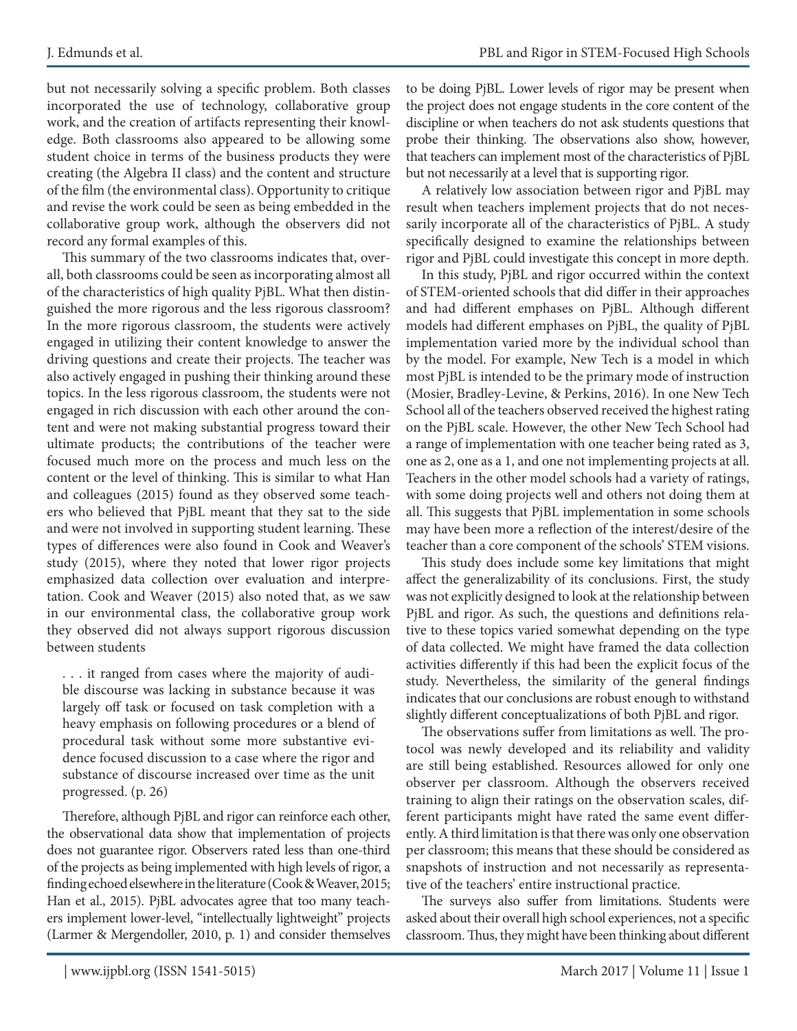but not necessarily solving a specific problem. Both classes incorporated the use of technology, collaborative group work, and the creation of artifacts representing their knowledge. Both classrooms also appeared to be allowing some student choice in terms of the business products they were creating (the Algebra II class) and the content and structure of the film (the environmental class). Opportunity to critique and revise the work could be seen as being embedded in the collaborative group work, although the observers did not record any formal examples of this.

This summary of the two classrooms indicates that, overall, both classrooms could be seen as incorporating almost all of the characteristics of high quality PjBL. What then distinguished the more rigorous and the less rigorous classroom? In the more rigorous classroom, the students were actively engaged in utilizing their content knowledge to answer the driving questions and create their projects. The teacher was also actively engaged in pushing their thinking around these topics. In the less rigorous classroom, the students were not engaged in rich discussion with each other around the content and were not making substantial progress toward their ultimate products; the contributions of the teacher were focused much more on the process and much less on the content or the level of thinking. This is similar to what Han and colleagues (2015) found as they observed some teachers who believed that PjBL meant that they sat to the side and were not involved in supporting student learning. These types of differences were also found in Cook and Weaver's study (2015), where they noted that lower rigor projects emphasized data collection over evaluation and interpretation. Cook and Weaver (2015) also noted that, as we saw in our environmental class, the collaborative group work they observed did not always support rigorous discussion between students

> . . . it ranged from cases where the majority of audible discourse was lacking in substance because it was largely off task or focused on task completion with a heavy emphasis on following procedures or a blend of procedural task without some more substantive evidence focused discussion to a case where the rigor and substance of discourse increased over time as the unit progressed. (p. 26)

Therefore, although PjBL and rigor can reinforce each other, the observational data show that implementation of projects does not guarantee rigor. Observers rated less than one-third of the projects as being implemented with high levels of rigor, a finding echoed elsewhere in the literature (Cook & Weaver, 2015; Han et al., 2015). PjBL advocates agree that too many teachers implement lower-level, "intellectually lightweight" projects (Larmer & Mergendoller, 2010, p. 1) and consider themselves to be doing PjBL. Lower levels of rigor may be present when the project does not engage students in the core content of the discipline or when teachers do not ask students questions that probe their thinking. The observations also show, however, that teachers can implement most of the characteristics of PjBL but not necessarily at a level that is supporting rigor.

A relatively low association between rigor and PjBL may result when teachers implement projects that do not necessarily incorporate all of the characteristics of PjBL. A study specifically designed to examine the relationships between rigor and PjBL could investigate this concept in more depth.

In this study, PjBL and rigor occurred within the context of STEM-oriented schools that did differ in their approaches and had different emphases on PjBL. Although different models had different emphases on PjBL, the quality of PjBL implementation varied more by the individual school than by the model. For example, New Tech is a model in which most PjBL is intended to be the primary mode of instruction (Mosier, Bradley-Levine, & Perkins, 2016). In one New Tech School all of the teachers observed received the highest rating on the PjBL scale. However, the other New Tech School had a range of implementation with one teacher being rated as 3, one as 2, one as a 1, and one not implementing projects at all. Teachers in the other model schools had a variety of ratings, with some doing projects well and others not doing them at all. This suggests that PjBL implementation in some schools may have been more a reflection of the interest/desire of the teacher than a core component of the schools' STEM visions.

This study does include some key limitations that might affect the generalizability of its conclusions. First, the study was not explicitly designed to look at the relationship between PjBL and rigor. As such, the questions and definitions relative to these topics varied somewhat depending on the type of data collected. We might have framed the data collection activities differently if this had been the explicit focus of the study. Nevertheless, the similarity of the general findings indicates that our conclusions are robust enough to withstand slightly different conceptualizations of both PjBL and rigor.

The observations suffer from limitations as well. The protocol was newly developed and its reliability and validity are still being established. Resources allowed for only one observer per classroom. Although the observers received training to align their ratings on the observation scales, different participants might have rated the same event differently. A third limitation is that there was only one observation per classroom; this means that these should be considered as snapshots of instruction and not necessarily as representative of the teachers' entire instructional practice.

The surveys also suffer from limitations. Students were asked about their overall high school experiences, not a specific classroom. Thus, they might have been thinking about different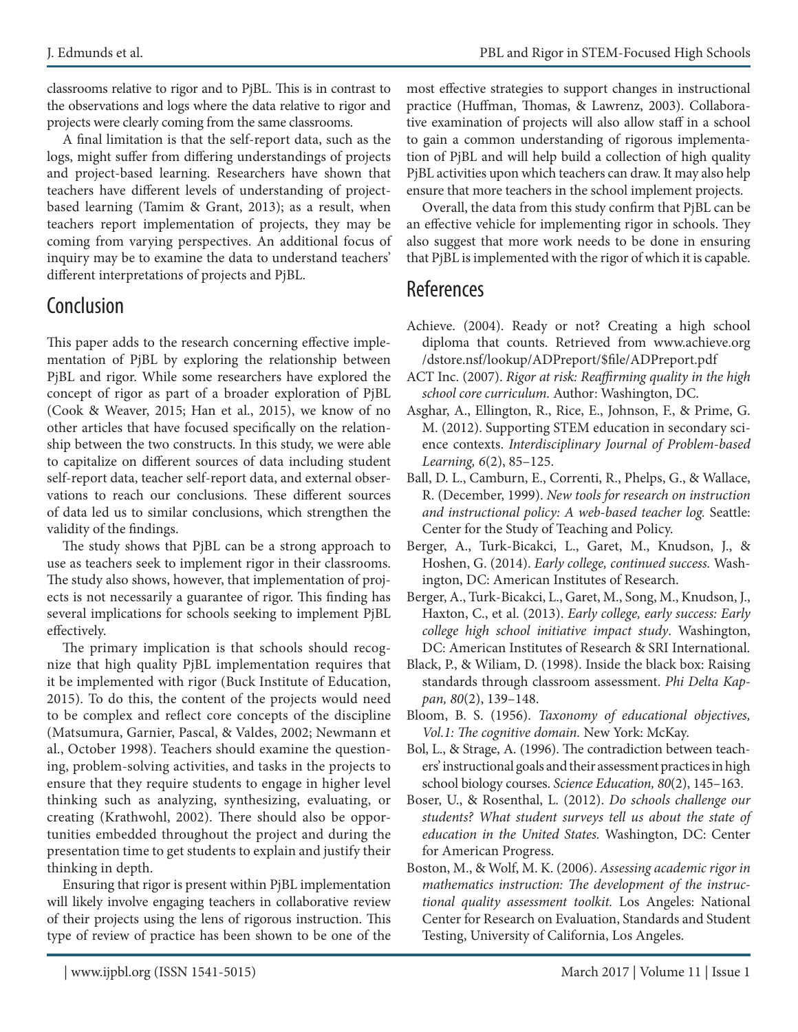classrooms relative to rigor and to PjBL. This is in contrast to the observations and logs where the data relative to rigor and projects were clearly coming from the same classrooms.

A final limitation is that the self-report data, such as the logs, might suffer from differing understandings of projects and project-based learning. Researchers have shown that teachers have different levels of understanding of project-based learning (Tamim & Grant, 2013); as a result, when teachers report implementation of projects, they may be coming from varying perspectives. An additional focus of inquiry may be to examine the data to understand teachers' different interpretations of projects and PjBL.

## Conclusion

This paper adds to the research concerning effective implementation of PjBL by exploring the relationship between PjBL and rigor. While some researchers have explored the concept of rigor as part of a broader exploration of PjBL (Cook & Weaver, 2015; Han et al., 2015), we know of no other articles that have focused specifically on the relationship between the two constructs. In this study, we were able to capitalize on different sources of data including student self-report data, teacher self-report data, and external observations to reach our conclusions. These different sources of data led us to similar conclusions, which strengthen the validity of the findings.

The study shows that PjBL can be a strong approach to use as teachers seek to implement rigor in their classrooms. The study also shows, however, that implementation of projects is not necessarily a guarantee of rigor. This finding has several implications for schools seeking to implement PjBL effectively.

The primary implication is that schools should recognize that high quality PjBL implementation requires that it be implemented with rigor (Buck Institute of Education, 2015). To do this, the content of the projects would need to be complex and reflect core concepts of the discipline (Matsumura, Garnier, Pascal, & Valdes, 2002; Newmann et al., October 1998). Teachers should examine the questioning, problem-solving activities, and tasks in the projects to ensure that they require students to engage in higher level thinking such as analyzing, synthesizing, evaluating, or creating (Krathwohl, 2002). There should also be opportunities embedded throughout the project and during the presentation time to get students to explain and justify their thinking in depth.

Ensuring that rigor is present within PjBL implementation will likely involve engaging teachers in collaborative review of their projects using the lens of rigorous instruction. This type of review of practice has been shown to be one of the most effective strategies to support changes in instructional practice (Huffman, Thomas, & Lawrenz, 2003). Collaborative examination of projects will also allow staff in a school to gain a common understanding of rigorous implementation of PjBL and will help build a collection of high quality PjBL activities upon which teachers can draw. It may also help ensure that more teachers in the school implement projects.

Overall, the data from this study confirm that PjBL can be an effective vehicle for implementing rigor in schools. They also suggest that more work needs to be done in ensuring that PjBL is implemented with the rigor of which it is capable.

## References

Achieve. (2004). Ready or not? Creating a high school diploma that counts. Retrieved from www.achieve.org/dstore.nsf/lookup/ADPreport/$file/ADPreport.pdf

ACT Inc. (2007). *Rigor at risk: Reaffirming quality in the high school core curriculum.* Author: Washington, DC.

Asghar, A., Ellington, R., Rice, E., Johnson, F., & Prime, G. M. (2012). Supporting STEM education in secondary science contexts. *Interdisciplinary Journal of Problem-based Learning, 6*(2), 85–125.

Ball, D. L., Camburn, E., Correnti, R., Phelps, G., & Wallace, R. (December, 1999). *New tools for research on instruction and instructional policy: A web-based teacher log.* Seattle: Center for the Study of Teaching and Policy.

Berger, A., Turk-Bicakci, L., Garet, M., Knudson, J., & Hoshen, G. (2014). *Early college, continued success.* Washington, DC: American Institutes of Research.

Berger, A., Turk-Bicakci, L., Garet, M., Song, M., Knudson, J., Haxton, C., et al. (2013). *Early college, early success: Early college high school initiative impact study*. Washington, DC: American Institutes of Research & SRI International.

Black, P., & Wiliam, D. (1998). Inside the black box: Raising standards through classroom assessment. *Phi Delta Kappan, 80*(2), 139–148.

Bloom, B. S. (1956). *Taxonomy of educational objectives, Vol.1: The cognitive domain.* New York: McKay.

Bol, L., & Strage, A. (1996). The contradiction between teachers' instructional goals and their assessment practices in high school biology courses. *Science Education, 80*(2), 145–163.

Boser, U., & Rosenthal, L. (2012). *Do schools challenge our students? What student surveys tell us about the state of education in the United States.* Washington, DC: Center for American Progress.

Boston, M., & Wolf, M. K. (2006). *Assessing academic rigor in mathematics instruction: The development of the instructional quality assessment toolkit.* Los Angeles: National Center for Research on Evaluation, Standards and Student Testing, University of California, Los Angeles.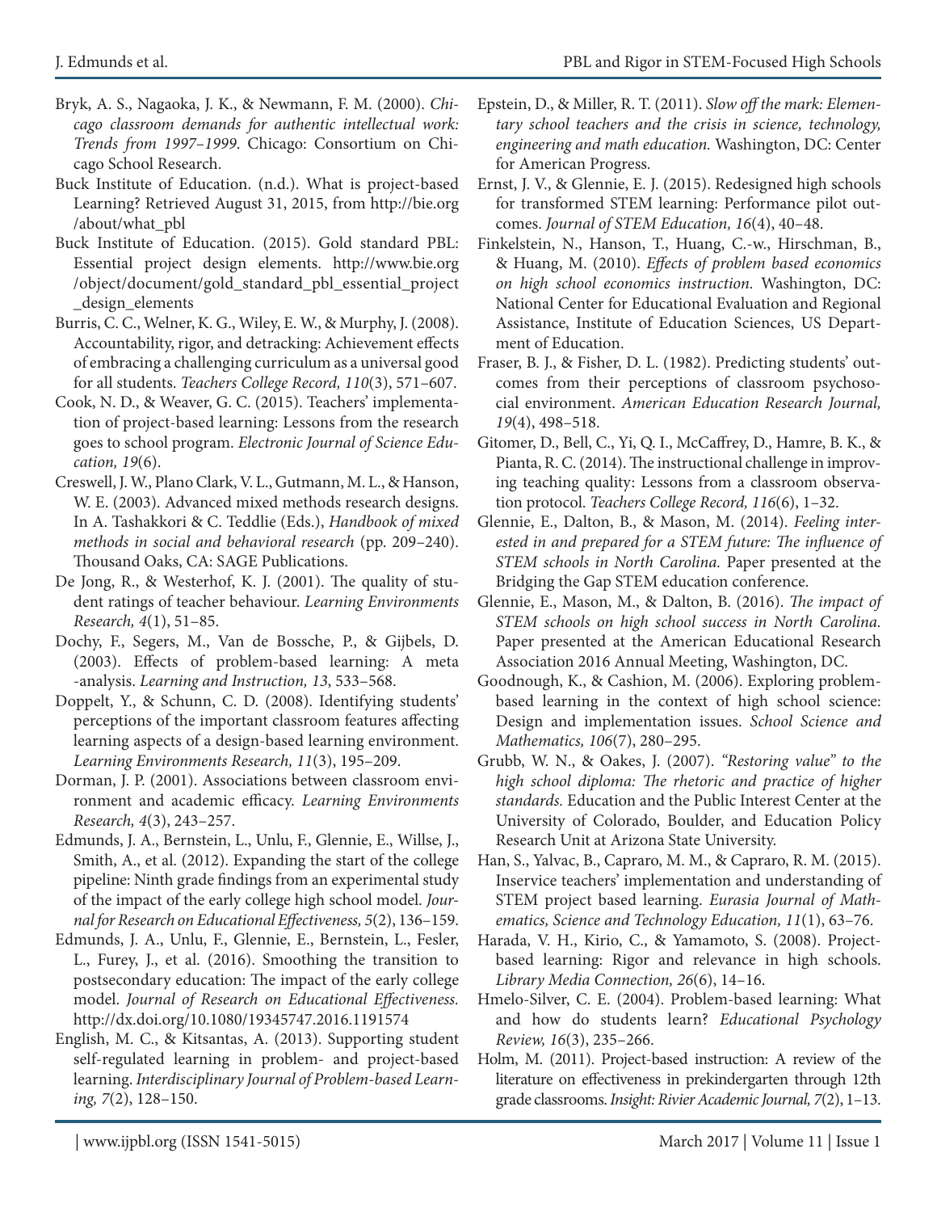Bryk, A. S., Nagaoka, J. K., & Newmann, F. M. (2000). *Chicago classroom demands for authentic intellectual work: Trends from 1997–1999.* Chicago: Consortium on Chicago School Research.

Buck Institute of Education. (n.d.). What is project-based Learning? Retrieved August 31, 2015, from http://bie.org/about/what_pbl

Buck Institute of Education. (2015). Gold standard PBL: Essential project design elements. http://www.bie.org/object/document/gold_standard_pbl_essential_project_design_elements

Burris, C. C., Welner, K. G., Wiley, E. W., & Murphy, J. (2008). Accountability, rigor, and detracking: Achievement effects of embracing a challenging curriculum as a universal good for all students. *Teachers College Record, 110*(3), 571–607.

Cook, N. D., & Weaver, G. C. (2015). Teachers' implementation of project-based learning: Lessons from the research goes to school program. *Electronic Journal of Science Education, 19*(6).

Creswell, J. W., Plano Clark, V. L., Gutmann, M. L., & Hanson, W. E. (2003). Advanced mixed methods research designs. In A. Tashakkori & C. Teddlie (Eds.), *Handbook of mixed methods in social and behavioral research* (pp. 209–240). Thousand Oaks, CA: SAGE Publications.

De Jong, R., & Westerhof, K. J. (2001). The quality of student ratings of teacher behaviour. *Learning Environments Research, 4*(1), 51–85.

Dochy, F., Segers, M., Van de Bossche, P., & Gijbels, D. (2003). Effects of problem-based learning: A meta-analysis. *Learning and Instruction, 13*, 533–568.

Doppelt, Y., & Schunn, C. D. (2008). Identifying students' perceptions of the important classroom features affecting learning aspects of a design-based learning environment. *Learning Environments Research, 11*(3), 195–209.

Dorman, J. P. (2001). Associations between classroom environment and academic efficacy. *Learning Environments Research, 4*(3), 243–257.

Edmunds, J. A., Bernstein, L., Unlu, F., Glennie, E., Willse, J., Smith, A., et al. (2012). Expanding the start of the college pipeline: Ninth grade findings from an experimental study of the impact of the early college high school model. *Journal for Research on Educational Effectiveness, 5*(2), 136–159.

Edmunds, J. A., Unlu, F., Glennie, E., Bernstein, L., Fesler, L., Furey, J., et al. (2016). Smoothing the transition to postsecondary education: The impact of the early college model. *Journal of Research on Educational Effectiveness.* http://dx.doi.org/10.1080/19345747.2016.1191574

English, M. C., & Kitsantas, A. (2013). Supporting student self-regulated learning in problem- and project-based learning. *Interdisciplinary Journal of Problem-based Learning, 7*(2), 128–150.

Epstein, D., & Miller, R. T. (2011). *Slow off the mark: Elementary school teachers and the crisis in science, technology, engineering and math education.* Washington, DC: Center for American Progress.

Ernst, J. V., & Glennie, E. J. (2015). Redesigned high schools for transformed STEM learning: Performance pilot outcomes. *Journal of STEM Education, 16*(4), 40–48.

Finkelstein, N., Hanson, T., Huang, C.-w., Hirschman, B., & Huang, M. (2010). *Effects of problem based economics on high school economics instruction.* Washington, DC: National Center for Educational Evaluation and Regional Assistance, Institute of Education Sciences, US Department of Education.

Fraser, B. J., & Fisher, D. L. (1982). Predicting students' outcomes from their perceptions of classroom psychosocial environment. *American Education Research Journal, 19*(4), 498–518.

Gitomer, D., Bell, C., Yi, Q. I., McCaffrey, D., Hamre, B. K., & Pianta, R. C. (2014). The instructional challenge in improving teaching quality: Lessons from a classroom observation protocol. *Teachers College Record, 116*(6), 1–32.

Glennie, E., Dalton, B., & Mason, M. (2014). *Feeling interested in and prepared for a STEM future: The influence of STEM schools in North Carolina.* Paper presented at the Bridging the Gap STEM education conference.

Glennie, E., Mason, M., & Dalton, B. (2016). *The impact of STEM schools on high school success in North Carolina.* Paper presented at the American Educational Research Association 2016 Annual Meeting, Washington, DC.

Goodnough, K., & Cashion, M. (2006). Exploring problem-based learning in the context of high school science: Design and implementation issues. *School Science and Mathematics, 106*(7), 280–295.

Grubb, W. N., & Oakes, J. (2007). *"Restoring value" to the high school diploma: The rhetoric and practice of higher standards.* Education and the Public Interest Center at the University of Colorado, Boulder, and Education Policy Research Unit at Arizona State University.

Han, S., Yalvac, B., Capraro, M. M., & Capraro, R. M. (2015). Inservice teachers' implementation and understanding of STEM project based learning. *Eurasia Journal of Mathematics, Science and Technology Education, 11*(1), 63–76.

Harada, V. H., Kirio, C., & Yamamoto, S. (2008). Project-based learning: Rigor and relevance in high schools. *Library Media Connection, 26*(6), 14–16.

Hmelo-Silver, C. E. (2004). Problem-based learning: What and how do students learn? *Educational Psychology Review, 16*(3), 235–266.

Holm, M. (2011). Project-based instruction: A review of the literature on effectiveness in prekindergarten through 12th grade classrooms. *Insight: Rivier Academic Journal, 7*(2), 1–13.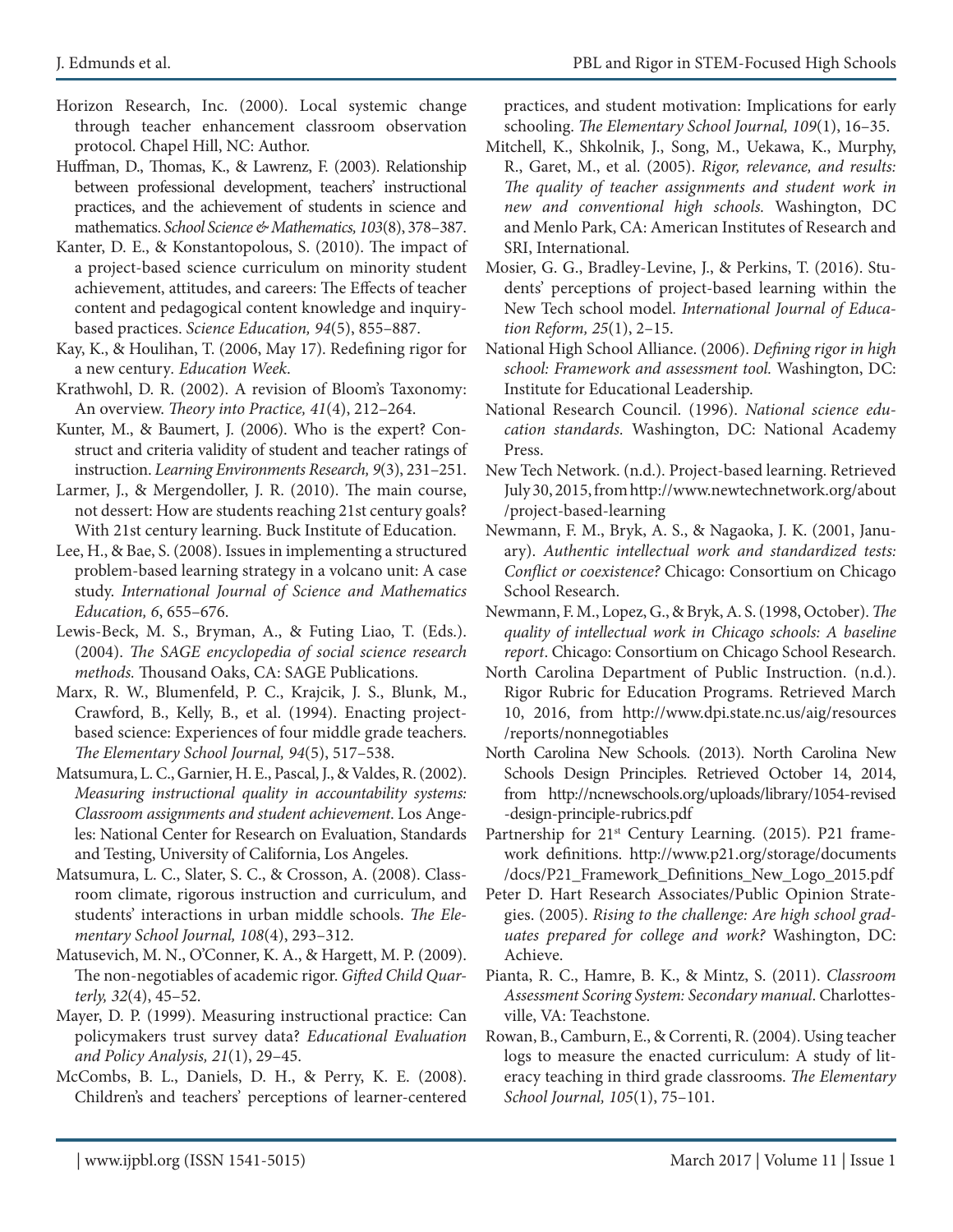Horizon Research, Inc. (2000). Local systemic change through teacher enhancement classroom observation protocol. Chapel Hill, NC: Author.

Huffman, D., Thomas, K., & Lawrenz, F. (2003). Relationship between professional development, teachers' instructional practices, and the achievement of students in science and mathematics. *School Science & Mathematics, 103*(8), 378–387.

Kanter, D. E., & Konstantopolous, S. (2010). The impact of a project-based science curriculum on minority student achievement, attitudes, and careers: The Effects of teacher content and pedagogical content knowledge and inquiry-based practices. *Science Education, 94*(5), 855–887.

Kay, K., & Houlihan, T. (2006, May 17). Redefining rigor for a new century. *Education Week*.

Krathwohl, D. R. (2002). A revision of Bloom's Taxonomy: An overview. *Theory into Practice, 41*(4), 212–264.

Kunter, M., & Baumert, J. (2006). Who is the expert? Construct and criteria validity of student and teacher ratings of instruction. *Learning Environments Research, 9*(3), 231–251.

Larmer, J., & Mergendoller, J. R. (2010). The main course, not dessert: How are students reaching 21st century goals? With 21st century learning. Buck Institute of Education.

Lee, H., & Bae, S. (2008). Issues in implementing a structured problem-based learning strategy in a volcano unit: A case study. *International Journal of Science and Mathematics Education, 6*, 655–676.

Lewis-Beck, M. S., Bryman, A., & Futing Liao, T. (Eds.). (2004). *The SAGE encyclopedia of social science research methods.* Thousand Oaks, CA: SAGE Publications.

Marx, R. W., Blumenfeld, P. C., Krajcik, J. S., Blunk, M., Crawford, B., Kelly, B., et al. (1994). Enacting project-based science: Experiences of four middle grade teachers. *The Elementary School Journal, 94*(5), 517–538.

Matsumura, L. C., Garnier, H. E., Pascal, J., & Valdes, R. (2002). *Measuring instructional quality in accountability systems: Classroom assignments and student achievement*. Los Angeles: National Center for Research on Evaluation, Standards and Testing, University of California, Los Angeles.

Matsumura, L. C., Slater, S. C., & Crosson, A. (2008). Classroom climate, rigorous instruction and curriculum, and students' interactions in urban middle schools. *The Elementary School Journal, 108*(4), 293–312.

Matusevich, M. N., O'Conner, K. A., & Hargett, M. P. (2009). The non-negotiables of academic rigor. *Gifted Child Quarterly, 32*(4), 45–52.

Mayer, D. P. (1999). Measuring instructional practice: Can policymakers trust survey data? *Educational Evaluation and Policy Analysis, 21*(1), 29–45.

McCombs, B. L., Daniels, D. H., & Perry, K. E. (2008). Children's and teachers' perceptions of learner-centered practices, and student motivation: Implications for early schooling. *The Elementary School Journal, 109*(1), 16–35.

Mitchell, K., Shkolnik, J., Song, M., Uekawa, K., Murphy, R., Garet, M., et al. (2005). *Rigor, relevance, and results: The quality of teacher assignments and student work in new and conventional high schools.* Washington, DC and Menlo Park, CA: American Institutes of Research and SRI, International.

Mosier, G. G., Bradley-Levine, J., & Perkins, T. (2016). Students' perceptions of project-based learning within the New Tech school model. *International Journal of Education Reform, 25*(1), 2–15.

National High School Alliance. (2006). *Defining rigor in high school: Framework and assessment tool.* Washington, DC: Institute for Educational Leadership.

National Research Council. (1996). *National science education standards.* Washington, DC: National Academy Press.

New Tech Network. (n.d.). Project-based learning. Retrieved July 30, 2015, from http://www.newtechnetwork.org/about/project-based-learning

Newmann, F. M., Bryk, A. S., & Nagaoka, J. K. (2001, January). *Authentic intellectual work and standardized tests: Conflict or coexistence?* Chicago: Consortium on Chicago School Research.

Newmann, F. M., Lopez, G., & Bryk, A. S. (1998, October). *The quality of intellectual work in Chicago schools: A baseline report*. Chicago: Consortium on Chicago School Research.

North Carolina Department of Public Instruction. (n.d.). Rigor Rubric for Education Programs. Retrieved March 10, 2016, from http://www.dpi.state.nc.us/aig/resources/reports/nonnegotiables

North Carolina New Schools. (2013). North Carolina New Schools Design Principles. Retrieved October 14, 2014, from http://ncnewschools.org/uploads/library/1054-revised-design-principle-rubrics.pdf

Partnership for 21st Century Learning. (2015). P21 framework definitions. http://www.p21.org/storage/documents/docs/P21_Framework_Definitions_New_Logo_2015.pdf

Peter D. Hart Research Associates/Public Opinion Strategies. (2005). *Rising to the challenge: Are high school graduates prepared for college and work?* Washington, DC: Achieve.

Pianta, R. C., Hamre, B. K., & Mintz, S. (2011). *Classroom Assessment Scoring System: Secondary manual*. Charlottesville, VA: Teachstone.

Rowan, B., Camburn, E., & Correnti, R. (2004). Using teacher logs to measure the enacted curriculum: A study of literacy teaching in third grade classrooms. *The Elementary School Journal, 105*(1), 75–101.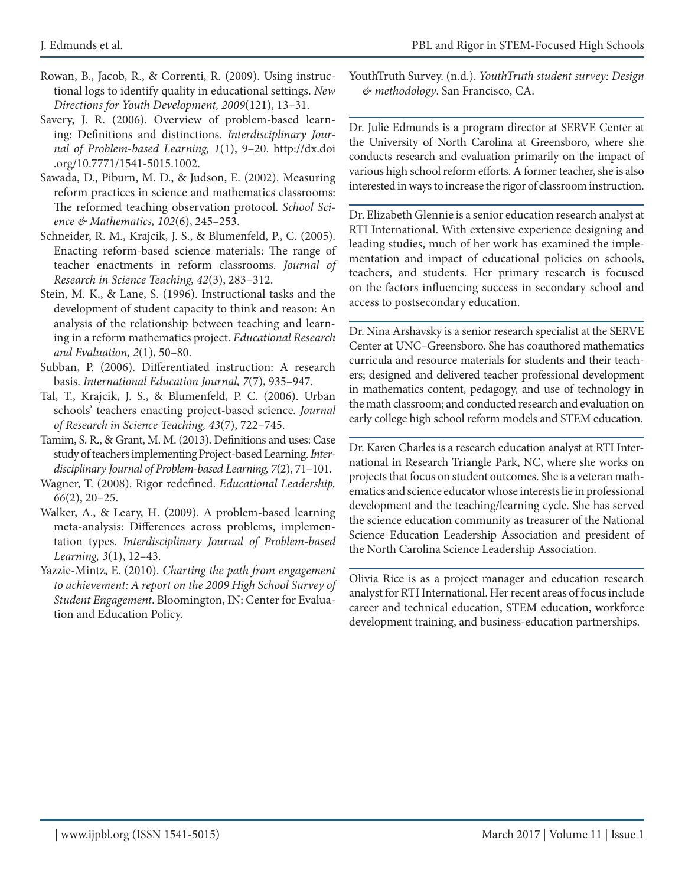Rowan, B., Jacob, R., & Correnti, R. (2009). Using instructional logs to identify quality in educational settings. *New Directions for Youth Development, 2009*(121), 13–31.

Savery, J. R. (2006). Overview of problem-based learning: Definitions and distinctions. *Interdisciplinary Journal of Problem-based Learning, 1*(1), 9–20. http://dx.doi.org/10.7771/1541-5015.1002.

Sawada, D., Piburn, M. D., & Judson, E. (2002). Measuring reform practices in science and mathematics classrooms: The reformed teaching observation protocol. *School Science & Mathematics, 102*(6), 245–253.

Schneider, R. M., Krajcik, J. S., & Blumenfeld, P., C. (2005). Enacting reform-based science materials: The range of teacher enactments in reform classrooms. *Journal of Research in Science Teaching, 42*(3), 283–312.

Stein, M. K., & Lane, S. (1996). Instructional tasks and the development of student capacity to think and reason: An analysis of the relationship between teaching and learning in a reform mathematics project. *Educational Research and Evaluation, 2*(1), 50–80.

Subban, P. (2006). Differentiated instruction: A research basis. *International Education Journal, 7*(7), 935–947.

Tal, T., Krajcik, J. S., & Blumenfeld, P. C. (2006). Urban schools' teachers enacting project-based science. *Journal of Research in Science Teaching, 43*(7), 722–745.

Tamim, S. R., & Grant, M. M. (2013). Definitions and uses: Case study of teachers implementing Project-based Learning. *Interdisciplinary Journal of Problem-based Learning, 7*(2), 71–101.

Wagner, T. (2008). Rigor redefined. *Educational Leadership, 66*(2), 20–25.

Walker, A., & Leary, H. (2009). A problem-based learning meta-analysis: Differences across problems, implementation types. *Interdisciplinary Journal of Problem-based Learning, 3*(1), 12–43.

Yazzie-Mintz, E. (2010). *Charting the path from engagement to achievement: A report on the 2009 High School Survey of Student Engagement*. Bloomington, IN: Center for Evaluation and Education Policy.

YouthTruth Survey. (n.d.). *YouthTruth student survey: Design & methodology*. San Francisco, CA.

---

Dr. Julie Edmunds is a program director at SERVE Center at the University of North Carolina at Greensboro, where she conducts research and evaluation primarily on the impact of various high school reform efforts. A former teacher, she is also interested in ways to increase the rigor of classroom instruction.

Dr. Elizabeth Glennie is a senior education research analyst at RTI International. With extensive experience designing and leading studies, much of her work has examined the implementation and impact of educational policies on schools, teachers, and students. Her primary research is focused on the factors influencing success in secondary school and access to postsecondary education.

Dr. Nina Arshavsky is a senior research specialist at the SERVE Center at UNC–Greensboro. She has coauthored mathematics curricula and resource materials for students and their teachers; designed and delivered teacher professional development in mathematics content, pedagogy, and use of technology in the math classroom; and conducted research and evaluation on early college high school reform models and STEM education.

Dr. Karen Charles is a research education analyst at RTI International in Research Triangle Park, NC, where she works on projects that focus on student outcomes. She is a veteran mathematics and science educator whose interests lie in professional development and the teaching/learning cycle. She has served the science education community as treasurer of the National Science Education Leadership Association and president of the North Carolina Science Leadership Association.

Olivia Rice is as a project manager and education research analyst for RTI International. Her recent areas of focus include career and technical education, STEM education, workforce development training, and business-education partnerships.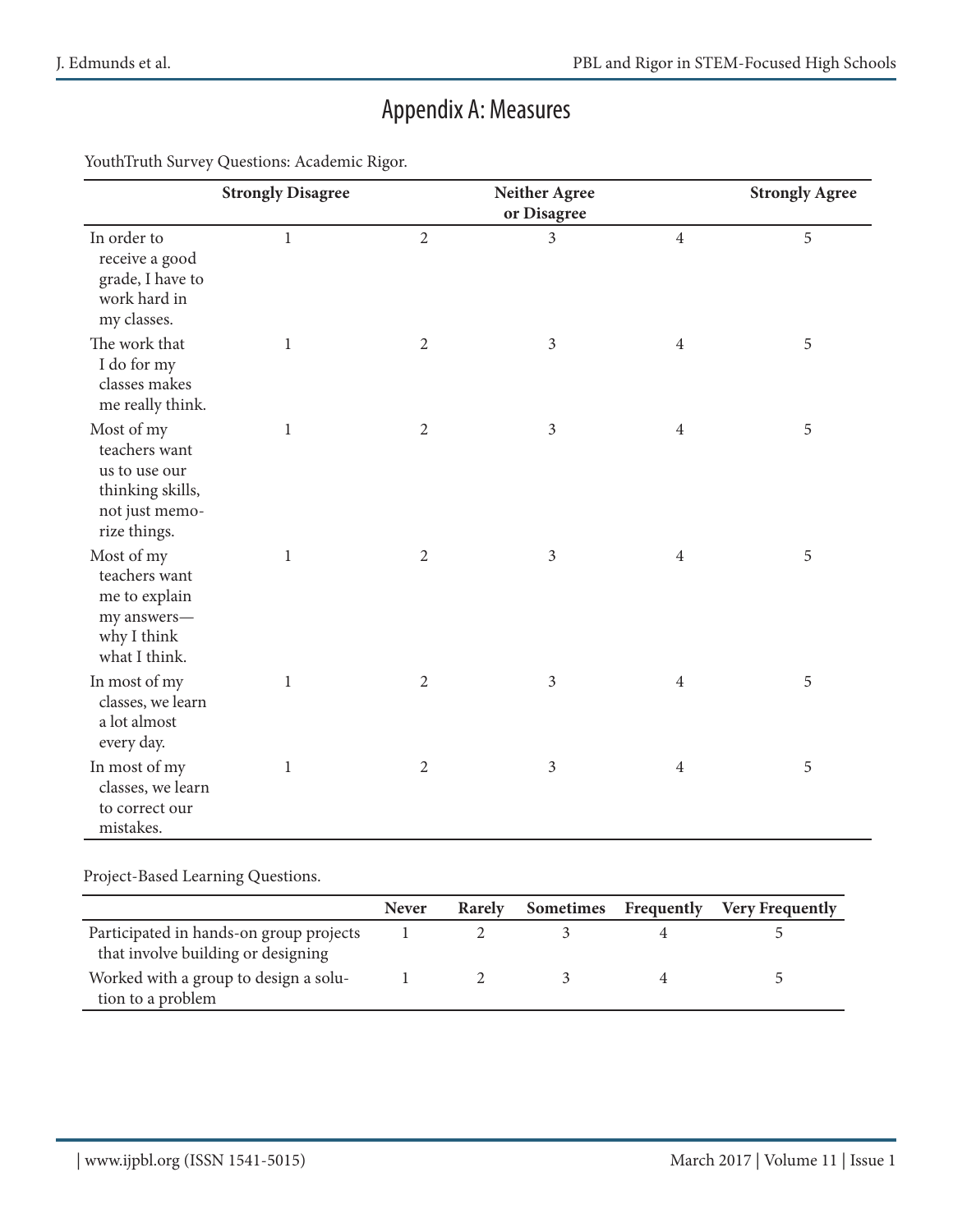# Appendix A: Measures

YouthTruth Survey Questions: Academic Rigor.

| | Strongly Disagree | | Neither Agree or Disagree | | Strongly Agree |
|---|---|---|---|---|---|
| In order to receive a good grade, I have to work hard in my classes. | 1 | 2 | 3 | 4 | 5 |
| The work that I do for my classes makes me really think. | 1 | 2 | 3 | 4 | 5 |
| Most of my teachers want us to use our thinking skills, not just memorize things. | 1 | 2 | 3 | 4 | 5 |
| Most of my teachers want me to explain my answers—why I think what I think. | 1 | 2 | 3 | 4 | 5 |
| In most of my classes, we learn a lot almost every day. | 1 | 2 | 3 | 4 | 5 |
| In most of my classes, we learn to correct our mistakes. | 1 | 2 | 3 | 4 | 5 |

Project-Based Learning Questions.

| | Never | Rarely | Sometimes | Frequently | Very Frequently |
|---|---|---|---|---|---|
| Participated in hands-on group projects that involve building or designing | 1 | 2 | 3 | 4 | 5 |
| Worked with a group to design a solution to a problem | 1 | 2 | 3 | 4 | 5 |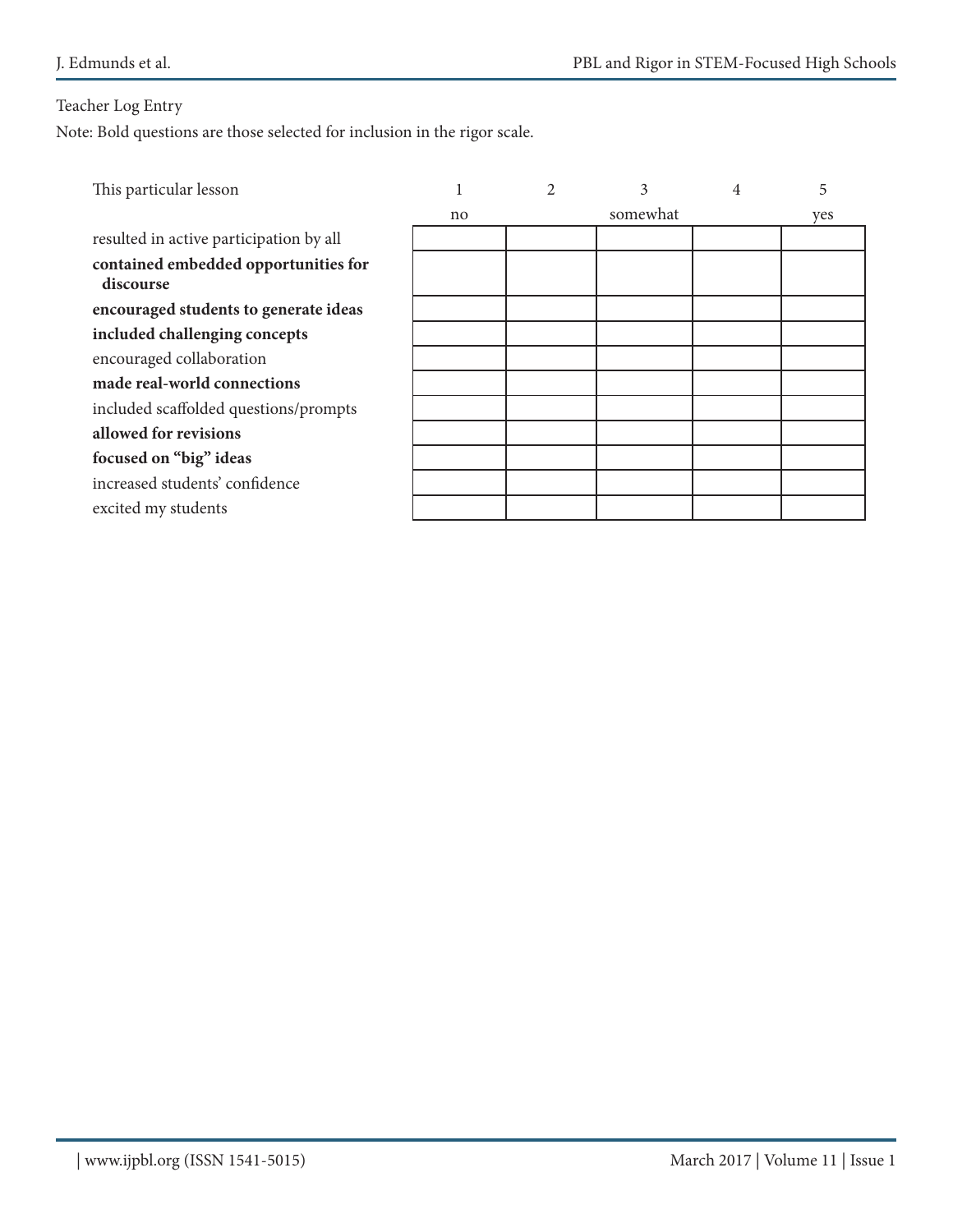Teacher Log Entry

Note: Bold questions are those selected for inclusion in the rigor scale.

| This particular lesson | 1<br>no | 2 | 3<br>somewhat | 4 | 5<br>yes |
|---|---|---|---|---|---|
| resulted in active participation by all | | | | | |
| **contained embedded opportunities for discourse** | | | | | |
| **encouraged students to generate ideas** | | | | | |
| **included challenging concepts** | | | | | |
| encouraged collaboration | | | | | |
| **made real-world connections** | | | | | |
| included scaffolded questions/prompts | | | | | |
| **allowed for revisions** | | | | | |
| **focused on "big" ideas** | | | | | |
| increased students' confidence | | | | | |
| excited my students | | | | | |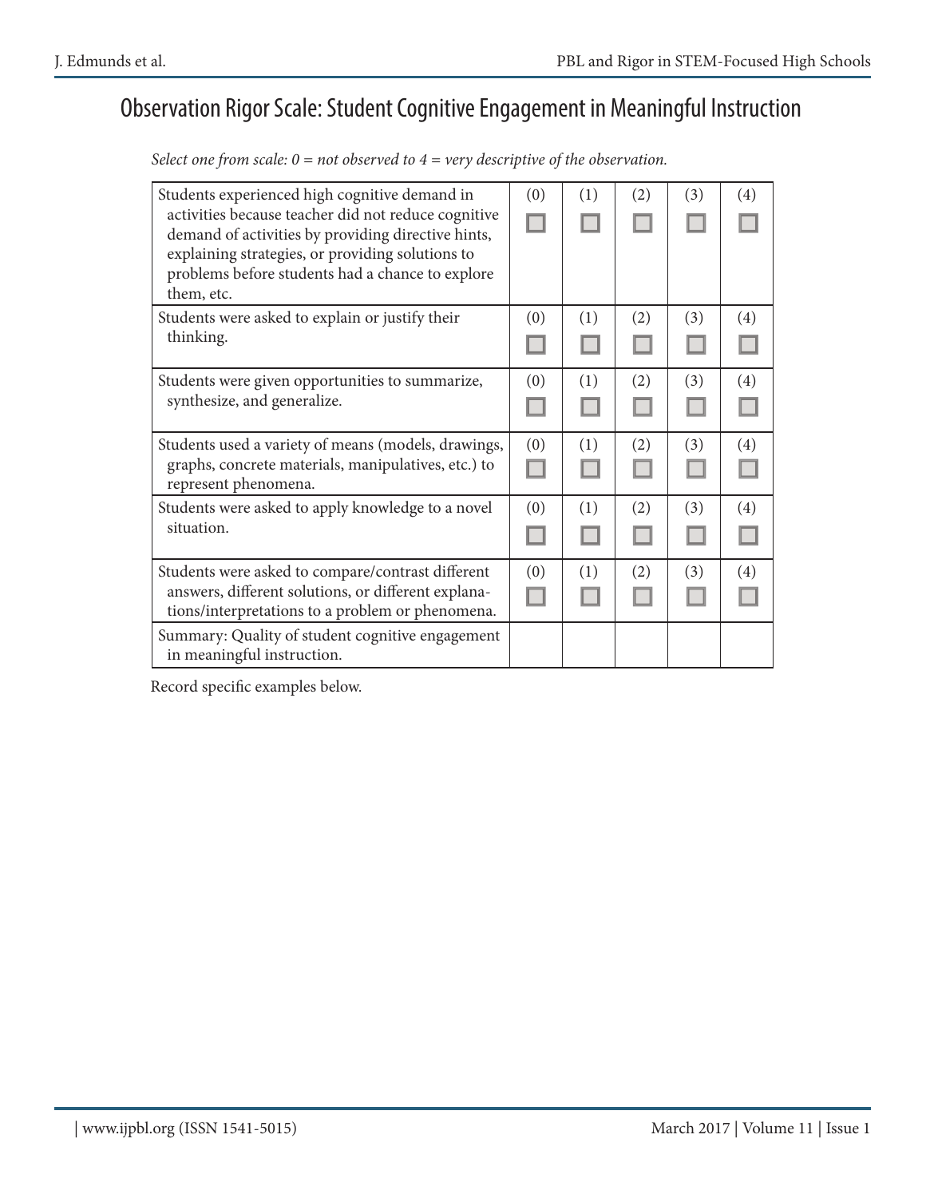## Observation Rigor Scale: Student Cognitive Engagement in Meaningful Instruction

*Select one from scale: 0 = not observed to 4 = very descriptive of the observation.*

| Item | (0) | (1) | (2) | (3) | (4) |
|---|---|---|---|---|---|
| Students experienced high cognitive demand in activities because teacher did not reduce cognitive demand of activities by providing directive hints, explaining strategies, or providing solutions to problems before students had a chance to explore them, etc. | ☐ | ☐ | ☐ | ☐ | ☐ |
| Students were asked to explain or justify their thinking. | ☐ | ☐ | ☐ | ☐ | ☐ |
| Students were given opportunities to summarize, synthesize, and generalize. | ☐ | ☐ | ☐ | ☐ | ☐ |
| Students used a variety of means (models, drawings, graphs, concrete materials, manipulatives, etc.) to represent phenomena. | ☐ | ☐ | ☐ | ☐ | ☐ |
| Students were asked to apply knowledge to a novel situation. | ☐ | ☐ | ☐ | ☐ | ☐ |
| Students were asked to compare/contrast different answers, different solutions, or different explanations/interpretations to a problem or phenomena. | ☐ | ☐ | ☐ | ☐ | ☐ |
| Summary: Quality of student cognitive engagement in meaningful instruction. | | | | | |

Record specific examples below.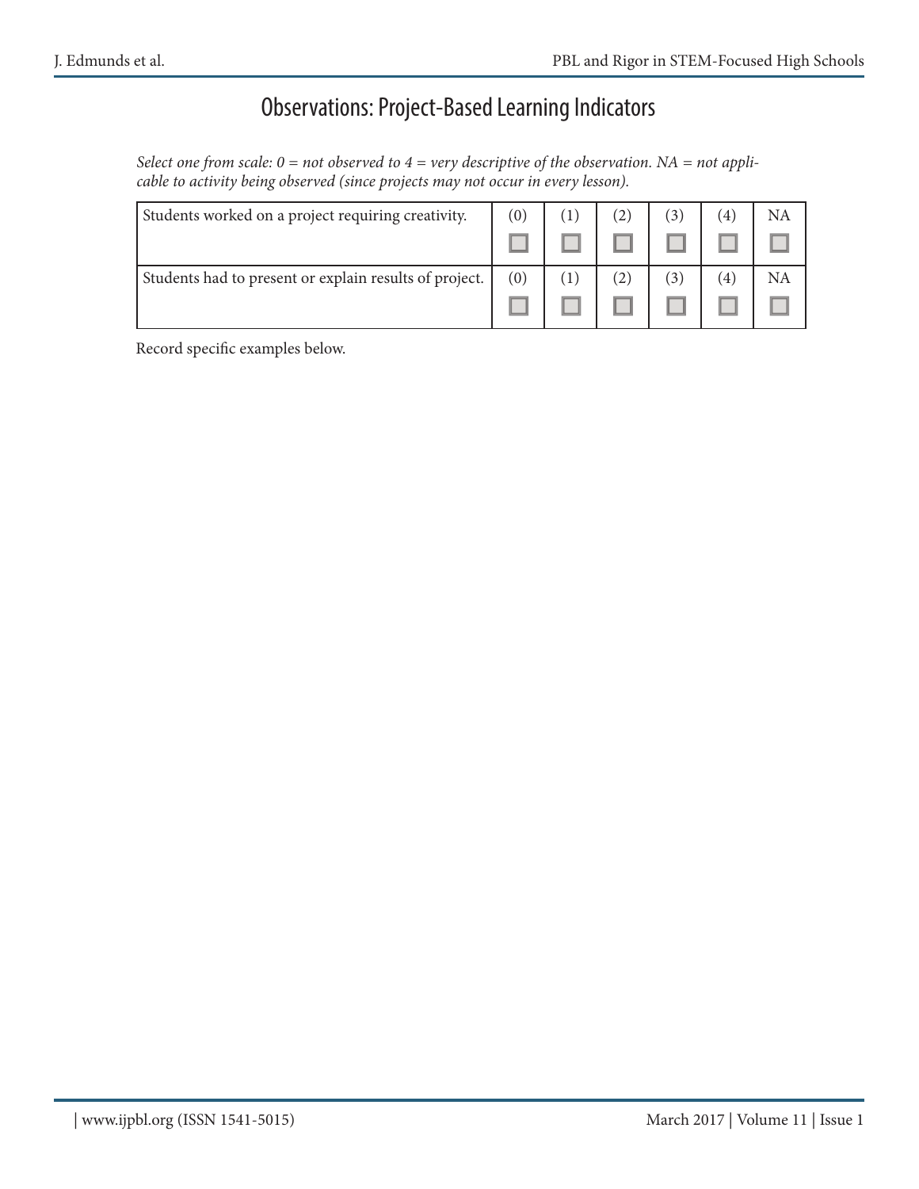# Observations: Project-Based Learning Indicators

*Select one from scale: 0 = not observed to 4 = very descriptive of the observation. NA = not applicable to activity being observed (since projects may not occur in every lesson).*

| | | | | | | |
|---|---|---|---|---|---|---|
| Students worked on a project requiring creativity. | (0) ☐ | (1) ☐ | (2) ☐ | (3) ☐ | (4) ☐ | NA ☐ |
| Students had to present or explain results of project. | (0) ☐ | (1) ☐ | (2) ☐ | (3) ☐ | (4) ☐ | NA ☐ |

Record specific examples below.